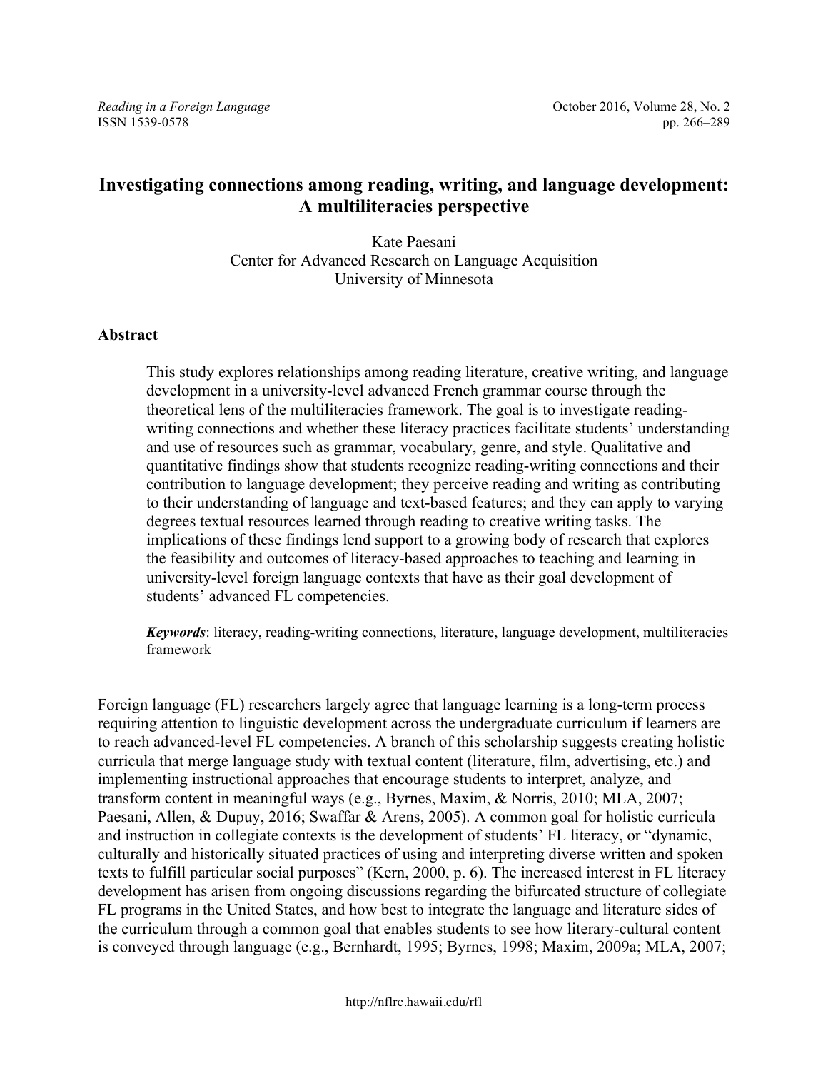# Investigating connections among reading, writing, and language development: A multiliteracies perspective

Kate Paesani
Center for Advanced Research on Language Acquisition
University of Minnesota

## Abstract

This study explores relationships among reading literature, creative writing, and language development in a university-level advanced French grammar course through the theoretical lens of the multiliteracies framework. The goal is to investigate reading-writing connections and whether these literacy practices facilitate students' understanding and use of resources such as grammar, vocabulary, genre, and style. Qualitative and quantitative findings show that students recognize reading-writing connections and their contribution to language development; they perceive reading and writing as contributing to their understanding of language and text-based features; and they can apply to varying degrees textual resources learned through reading to creative writing tasks. The implications of these findings lend support to a growing body of research that explores the feasibility and outcomes of literacy-based approaches to teaching and learning in university-level foreign language contexts that have as their goal development of students' advanced FL competencies.

***Keywords***: literacy, reading-writing connections, literature, language development, multiliteracies framework

Foreign language (FL) researchers largely agree that language learning is a long-term process requiring attention to linguistic development across the undergraduate curriculum if learners are to reach advanced-level FL competencies. A branch of this scholarship suggests creating holistic curricula that merge language study with textual content (literature, film, advertising, etc.) and implementing instructional approaches that encourage students to interpret, analyze, and transform content in meaningful ways (e.g., Byrnes, Maxim, & Norris, 2010; MLA, 2007; Paesani, Allen, & Dupuy, 2016; Swaffar & Arens, 2005). A common goal for holistic curricula and instruction in collegiate contexts is the development of students' FL literacy, or "dynamic, culturally and historically situated practices of using and interpreting diverse written and spoken texts to fulfill particular social purposes" (Kern, 2000, p. 6). The increased interest in FL literacy development has arisen from ongoing discussions regarding the bifurcated structure of collegiate FL programs in the United States, and how best to integrate the language and literature sides of the curriculum through a common goal that enables students to see how literary-cultural content is conveyed through language (e.g., Bernhardt, 1995; Byrnes, 1998; Maxim, 2009a; MLA, 2007;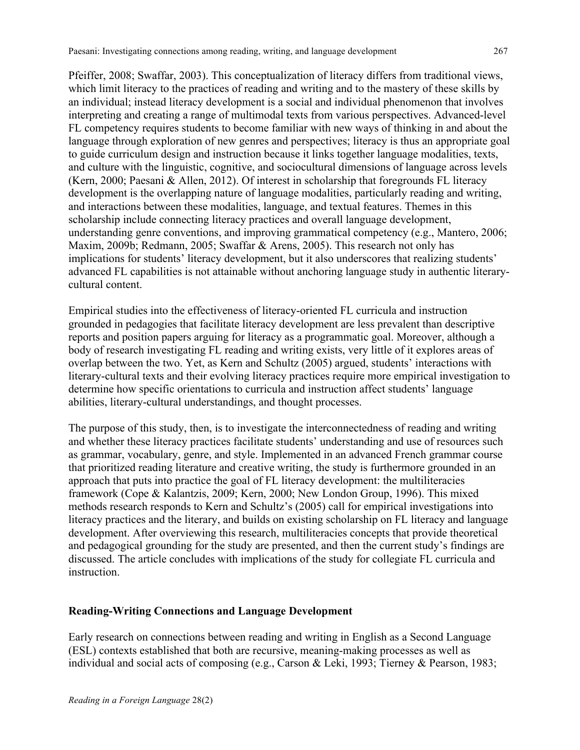Pfeiffer, 2008; Swaffar, 2003). This conceptualization of literacy differs from traditional views, which limit literacy to the practices of reading and writing and to the mastery of these skills by an individual; instead literacy development is a social and individual phenomenon that involves interpreting and creating a range of multimodal texts from various perspectives. Advanced-level FL competency requires students to become familiar with new ways of thinking in and about the language through exploration of new genres and perspectives; literacy is thus an appropriate goal to guide curriculum design and instruction because it links together language modalities, texts, and culture with the linguistic, cognitive, and sociocultural dimensions of language across levels (Kern, 2000; Paesani & Allen, 2012). Of interest in scholarship that foregrounds FL literacy development is the overlapping nature of language modalities, particularly reading and writing, and interactions between these modalities, language, and textual features. Themes in this scholarship include connecting literacy practices and overall language development, understanding genre conventions, and improving grammatical competency (e.g., Mantero, 2006; Maxim, 2009b; Redmann, 2005; Swaffar & Arens, 2005). This research not only has implications for students' literacy development, but it also underscores that realizing students' advanced FL capabilities is not attainable without anchoring language study in authentic literary-cultural content.

Empirical studies into the effectiveness of literacy-oriented FL curricula and instruction grounded in pedagogies that facilitate literacy development are less prevalent than descriptive reports and position papers arguing for literacy as a programmatic goal. Moreover, although a body of research investigating FL reading and writing exists, very little of it explores areas of overlap between the two. Yet, as Kern and Schultz (2005) argued, students' interactions with literary-cultural texts and their evolving literacy practices require more empirical investigation to determine how specific orientations to curricula and instruction affect students' language abilities, literary-cultural understandings, and thought processes.

The purpose of this study, then, is to investigate the interconnectedness of reading and writing and whether these literacy practices facilitate students' understanding and use of resources such as grammar, vocabulary, genre, and style. Implemented in an advanced French grammar course that prioritized reading literature and creative writing, the study is furthermore grounded in an approach that puts into practice the goal of FL literacy development: the multiliteracies framework (Cope & Kalantzis, 2009; Kern, 2000; New London Group, 1996). This mixed methods research responds to Kern and Schultz's (2005) call for empirical investigations into literacy practices and the literary, and builds on existing scholarship on FL literacy and language development. After overviewing this research, multiliteracies concepts that provide theoretical and pedagogical grounding for the study are presented, and then the current study's findings are discussed. The article concludes with implications of the study for collegiate FL curricula and instruction.

## Reading-Writing Connections and Language Development

Early research on connections between reading and writing in English as a Second Language (ESL) contexts established that both are recursive, meaning-making processes as well as individual and social acts of composing (e.g., Carson & Leki, 1993; Tierney & Pearson, 1983;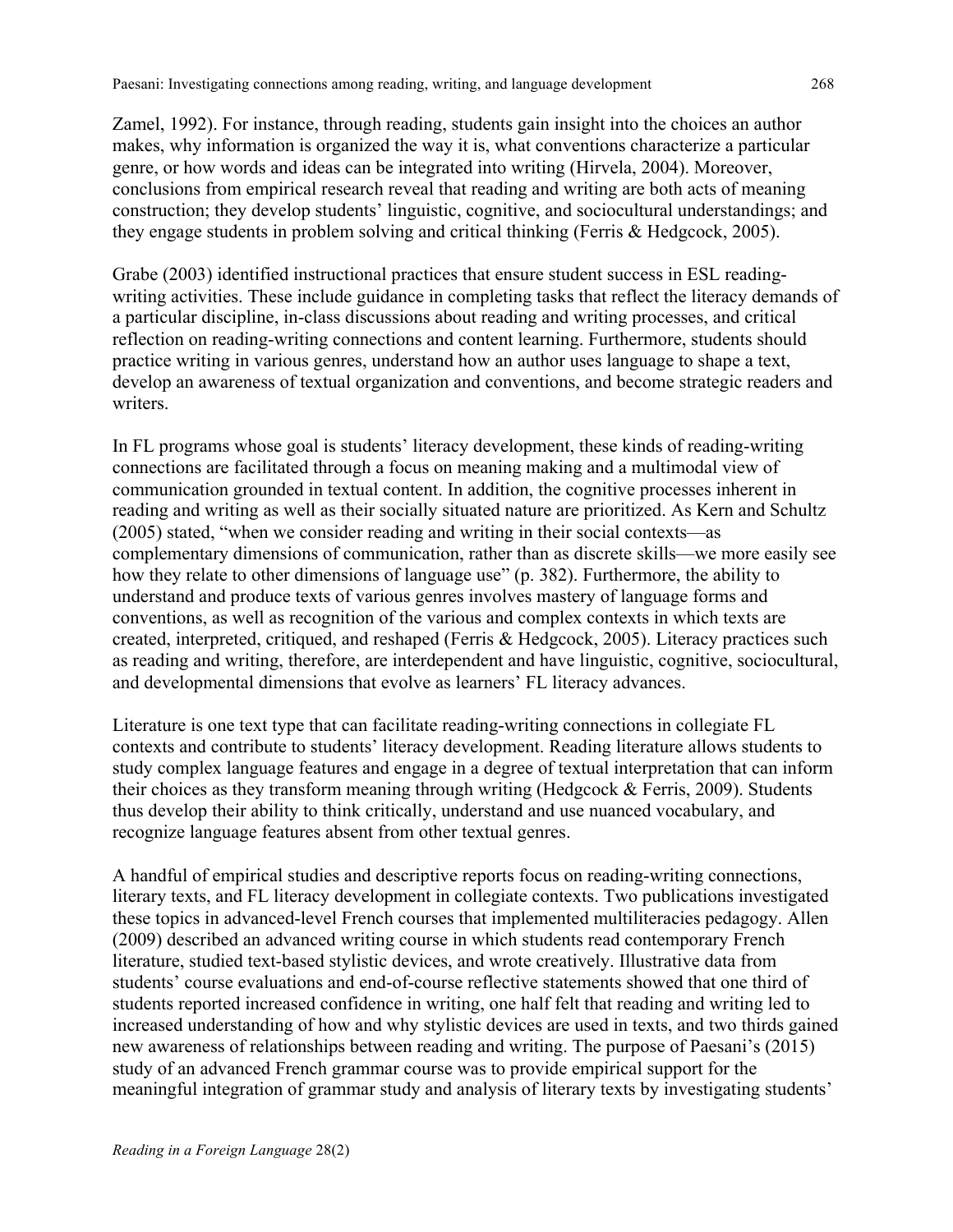Zamel, 1992). For instance, through reading, students gain insight into the choices an author makes, why information is organized the way it is, what conventions characterize a particular genre, or how words and ideas can be integrated into writing (Hirvela, 2004). Moreover, conclusions from empirical research reveal that reading and writing are both acts of meaning construction; they develop students' linguistic, cognitive, and sociocultural understandings; and they engage students in problem solving and critical thinking (Ferris & Hedgcock, 2005).

Grabe (2003) identified instructional practices that ensure student success in ESL reading-writing activities. These include guidance in completing tasks that reflect the literacy demands of a particular discipline, in-class discussions about reading and writing processes, and critical reflection on reading-writing connections and content learning. Furthermore, students should practice writing in various genres, understand how an author uses language to shape a text, develop an awareness of textual organization and conventions, and become strategic readers and writers.

In FL programs whose goal is students' literacy development, these kinds of reading-writing connections are facilitated through a focus on meaning making and a multimodal view of communication grounded in textual content. In addition, the cognitive processes inherent in reading and writing as well as their socially situated nature are prioritized. As Kern and Schultz (2005) stated, "when we consider reading and writing in their social contexts—as complementary dimensions of communication, rather than as discrete skills—we more easily see how they relate to other dimensions of language use" (p. 382). Furthermore, the ability to understand and produce texts of various genres involves mastery of language forms and conventions, as well as recognition of the various and complex contexts in which texts are created, interpreted, critiqued, and reshaped (Ferris & Hedgcock, 2005). Literacy practices such as reading and writing, therefore, are interdependent and have linguistic, cognitive, sociocultural, and developmental dimensions that evolve as learners' FL literacy advances.

Literature is one text type that can facilitate reading-writing connections in collegiate FL contexts and contribute to students' literacy development. Reading literature allows students to study complex language features and engage in a degree of textual interpretation that can inform their choices as they transform meaning through writing (Hedgcock & Ferris, 2009). Students thus develop their ability to think critically, understand and use nuanced vocabulary, and recognize language features absent from other textual genres.

A handful of empirical studies and descriptive reports focus on reading-writing connections, literary texts, and FL literacy development in collegiate contexts. Two publications investigated these topics in advanced-level French courses that implemented multiliteracies pedagogy. Allen (2009) described an advanced writing course in which students read contemporary French literature, studied text-based stylistic devices, and wrote creatively. Illustrative data from students' course evaluations and end-of-course reflective statements showed that one third of students reported increased confidence in writing, one half felt that reading and writing led to increased understanding of how and why stylistic devices are used in texts, and two thirds gained new awareness of relationships between reading and writing. The purpose of Paesani's (2015) study of an advanced French grammar course was to provide empirical support for the meaningful integration of grammar study and analysis of literary texts by investigating students'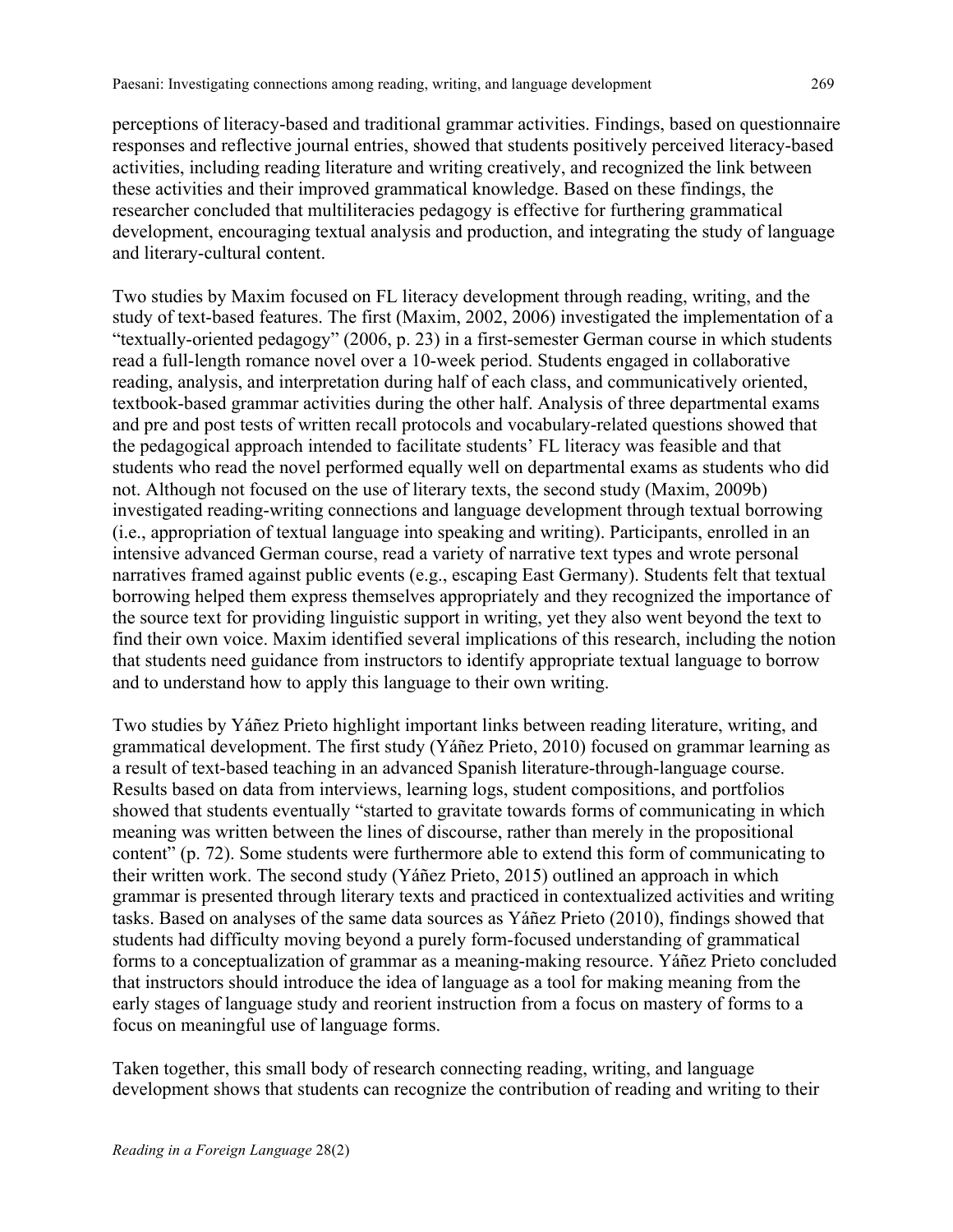perceptions of literacy-based and traditional grammar activities. Findings, based on questionnaire responses and reflective journal entries, showed that students positively perceived literacy-based activities, including reading literature and writing creatively, and recognized the link between these activities and their improved grammatical knowledge. Based on these findings, the researcher concluded that multiliteracies pedagogy is effective for furthering grammatical development, encouraging textual analysis and production, and integrating the study of language and literary-cultural content.

Two studies by Maxim focused on FL literacy development through reading, writing, and the study of text-based features. The first (Maxim, 2002, 2006) investigated the implementation of a "textually-oriented pedagogy" (2006, p. 23) in a first-semester German course in which students read a full-length romance novel over a 10-week period. Students engaged in collaborative reading, analysis, and interpretation during half of each class, and communicatively oriented, textbook-based grammar activities during the other half. Analysis of three departmental exams and pre and post tests of written recall protocols and vocabulary-related questions showed that the pedagogical approach intended to facilitate students' FL literacy was feasible and that students who read the novel performed equally well on departmental exams as students who did not. Although not focused on the use of literary texts, the second study (Maxim, 2009b) investigated reading-writing connections and language development through textual borrowing (i.e., appropriation of textual language into speaking and writing). Participants, enrolled in an intensive advanced German course, read a variety of narrative text types and wrote personal narratives framed against public events (e.g., escaping East Germany). Students felt that textual borrowing helped them express themselves appropriately and they recognized the importance of the source text for providing linguistic support in writing, yet they also went beyond the text to find their own voice. Maxim identified several implications of this research, including the notion that students need guidance from instructors to identify appropriate textual language to borrow and to understand how to apply this language to their own writing.

Two studies by Yáñez Prieto highlight important links between reading literature, writing, and grammatical development. The first study (Yáñez Prieto, 2010) focused on grammar learning as a result of text-based teaching in an advanced Spanish literature-through-language course. Results based on data from interviews, learning logs, student compositions, and portfolios showed that students eventually "started to gravitate towards forms of communicating in which meaning was written between the lines of discourse, rather than merely in the propositional content" (p. 72). Some students were furthermore able to extend this form of communicating to their written work. The second study (Yáñez Prieto, 2015) outlined an approach in which grammar is presented through literary texts and practiced in contextualized activities and writing tasks. Based on analyses of the same data sources as Yáñez Prieto (2010), findings showed that students had difficulty moving beyond a purely form-focused understanding of grammatical forms to a conceptualization of grammar as a meaning-making resource. Yáñez Prieto concluded that instructors should introduce the idea of language as a tool for making meaning from the early stages of language study and reorient instruction from a focus on mastery of forms to a focus on meaningful use of language forms.

Taken together, this small body of research connecting reading, writing, and language development shows that students can recognize the contribution of reading and writing to their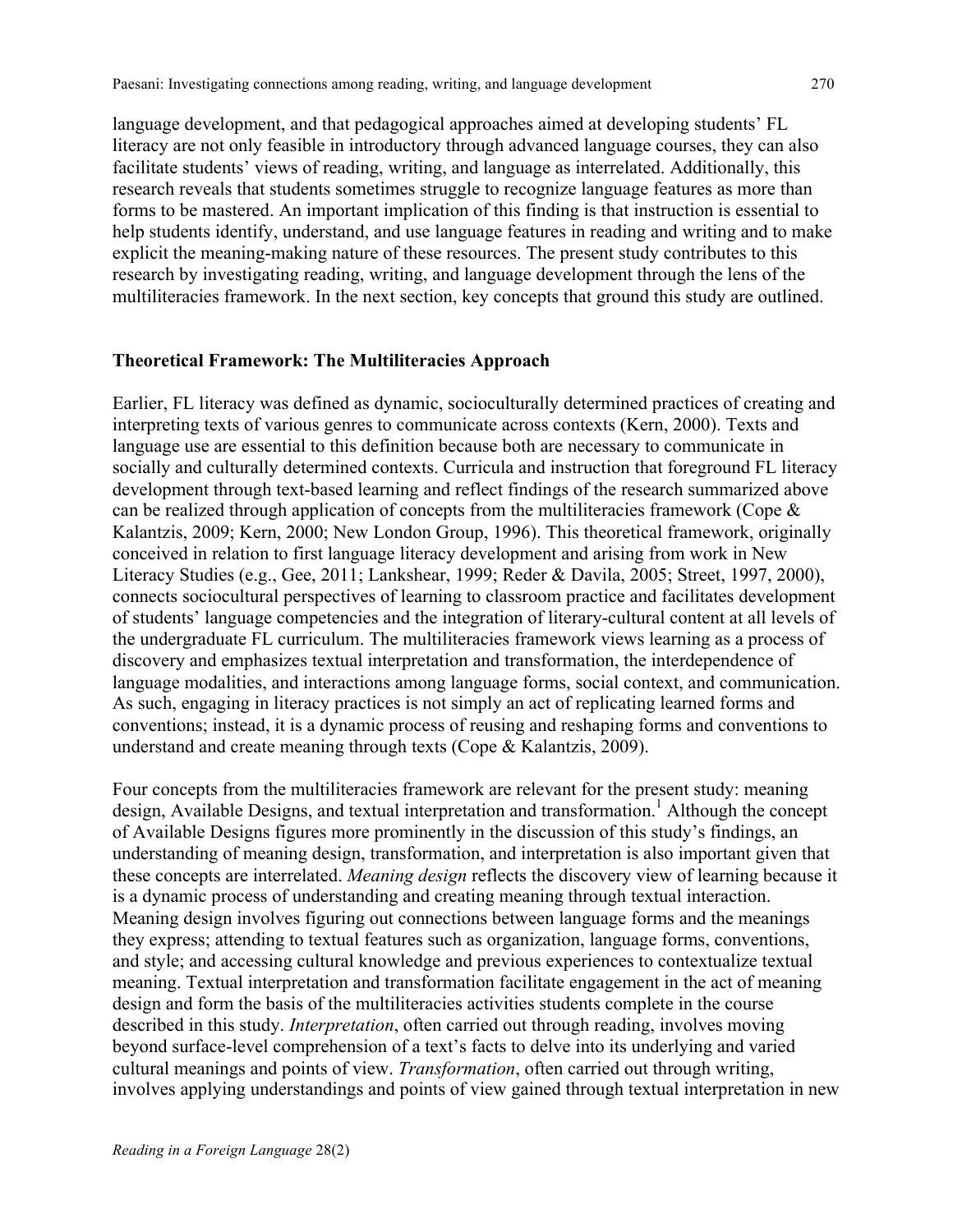language development, and that pedagogical approaches aimed at developing students' FL literacy are not only feasible in introductory through advanced language courses, they can also facilitate students' views of reading, writing, and language as interrelated. Additionally, this research reveals that students sometimes struggle to recognize language features as more than forms to be mastered. An important implication of this finding is that instruction is essential to help students identify, understand, and use language features in reading and writing and to make explicit the meaning-making nature of these resources. The present study contributes to this research by investigating reading, writing, and language development through the lens of the multiliteracies framework. In the next section, key concepts that ground this study are outlined.

## Theoretical Framework: The Multiliteracies Approach

Earlier, FL literacy was defined as dynamic, socioculturally determined practices of creating and interpreting texts of various genres to communicate across contexts (Kern, 2000). Texts and language use are essential to this definition because both are necessary to communicate in socially and culturally determined contexts. Curricula and instruction that foreground FL literacy development through text-based learning and reflect findings of the research summarized above can be realized through application of concepts from the multiliteracies framework (Cope & Kalantzis, 2009; Kern, 2000; New London Group, 1996). This theoretical framework, originally conceived in relation to first language literacy development and arising from work in New Literacy Studies (e.g., Gee, 2011; Lankshear, 1999; Reder & Davila, 2005; Street, 1997, 2000), connects sociocultural perspectives of learning to classroom practice and facilitates development of students' language competencies and the integration of literary-cultural content at all levels of the undergraduate FL curriculum. The multiliteracies framework views learning as a process of discovery and emphasizes textual interpretation and transformation, the interdependence of language modalities, and interactions among language forms, social context, and communication. As such, engaging in literacy practices is not simply an act of replicating learned forms and conventions; instead, it is a dynamic process of reusing and reshaping forms and conventions to understand and create meaning through texts (Cope & Kalantzis, 2009).

Four concepts from the multiliteracies framework are relevant for the present study: meaning design, Available Designs, and textual interpretation and transformation.[1] Although the concept of Available Designs figures more prominently in the discussion of this study's findings, an understanding of meaning design, transformation, and interpretation is also important given that these concepts are interrelated. *Meaning design* reflects the discovery view of learning because it is a dynamic process of understanding and creating meaning through textual interaction. Meaning design involves figuring out connections between language forms and the meanings they express; attending to textual features such as organization, language forms, conventions, and style; and accessing cultural knowledge and previous experiences to contextualize textual meaning. Textual interpretation and transformation facilitate engagement in the act of meaning design and form the basis of the multiliteracies activities students complete in the course described in this study. *Interpretation*, often carried out through reading, involves moving beyond surface-level comprehension of a text's facts to delve into its underlying and varied cultural meanings and points of view. *Transformation*, often carried out through writing, involves applying understandings and points of view gained through textual interpretation in new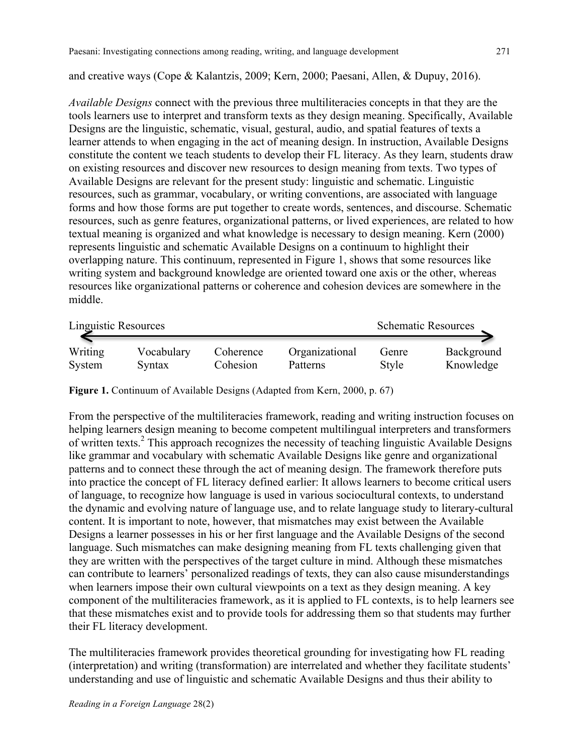and creative ways (Cope & Kalantzis, 2009; Kern, 2000; Paesani, Allen, & Dupuy, 2016).

*Available Designs* connect with the previous three multiliteracies concepts in that they are the tools learners use to interpret and transform texts as they design meaning. Specifically, Available Designs are the linguistic, schematic, visual, gestural, audio, and spatial features of texts a learner attends to when engaging in the act of meaning design. In instruction, Available Designs constitute the content we teach students to develop their FL literacy. As they learn, students draw on existing resources and discover new resources to design meaning from texts. Two types of Available Designs are relevant for the present study: linguistic and schematic. Linguistic resources, such as grammar, vocabulary, or writing conventions, are associated with language forms and how those forms are put together to create words, sentences, and discourse. Schematic resources, such as genre features, organizational patterns, or lived experiences, are related to how textual meaning is organized and what knowledge is necessary to design meaning. Kern (2000) represents linguistic and schematic Available Designs on a continuum to highlight their overlapping nature. This continuum, represented in Figure 1, shows that some resources like writing system and background knowledge are oriented toward one axis or the other, whereas resources like organizational patterns or coherence and cohesion devices are somewhere in the middle.

| Linguistic Resources | | | | | Schematic Resources |
|---|---|---|---|---|---|
| Writing System | Vocabulary Syntax | Coherence Cohesion | Organizational Patterns | Genre Style | Background Knowledge |

**Figure 1.** Continuum of Available Designs (Adapted from Kern, 2000, p. 67)

From the perspective of the multiliteracies framework, reading and writing instruction focuses on helping learners design meaning to become competent multilingual interpreters and transformers of written texts.[2] This approach recognizes the necessity of teaching linguistic Available Designs like grammar and vocabulary with schematic Available Designs like genre and organizational patterns and to connect these through the act of meaning design. The framework therefore puts into practice the concept of FL literacy defined earlier: It allows learners to become critical users of language, to recognize how language is used in various sociocultural contexts, to understand the dynamic and evolving nature of language use, and to relate language study to literary-cultural content. It is important to note, however, that mismatches may exist between the Available Designs a learner possesses in his or her first language and the Available Designs of the second language. Such mismatches can make designing meaning from FL texts challenging given that they are written with the perspectives of the target culture in mind. Although these mismatches can contribute to learners' personalized readings of texts, they can also cause misunderstandings when learners impose their own cultural viewpoints on a text as they design meaning. A key component of the multiliteracies framework, as it is applied to FL contexts, is to help learners see that these mismatches exist and to provide tools for addressing them so that students may further their FL literacy development.

The multiliteracies framework provides theoretical grounding for investigating how FL reading (interpretation) and writing (transformation) are interrelated and whether they facilitate students' understanding and use of linguistic and schematic Available Designs and thus their ability to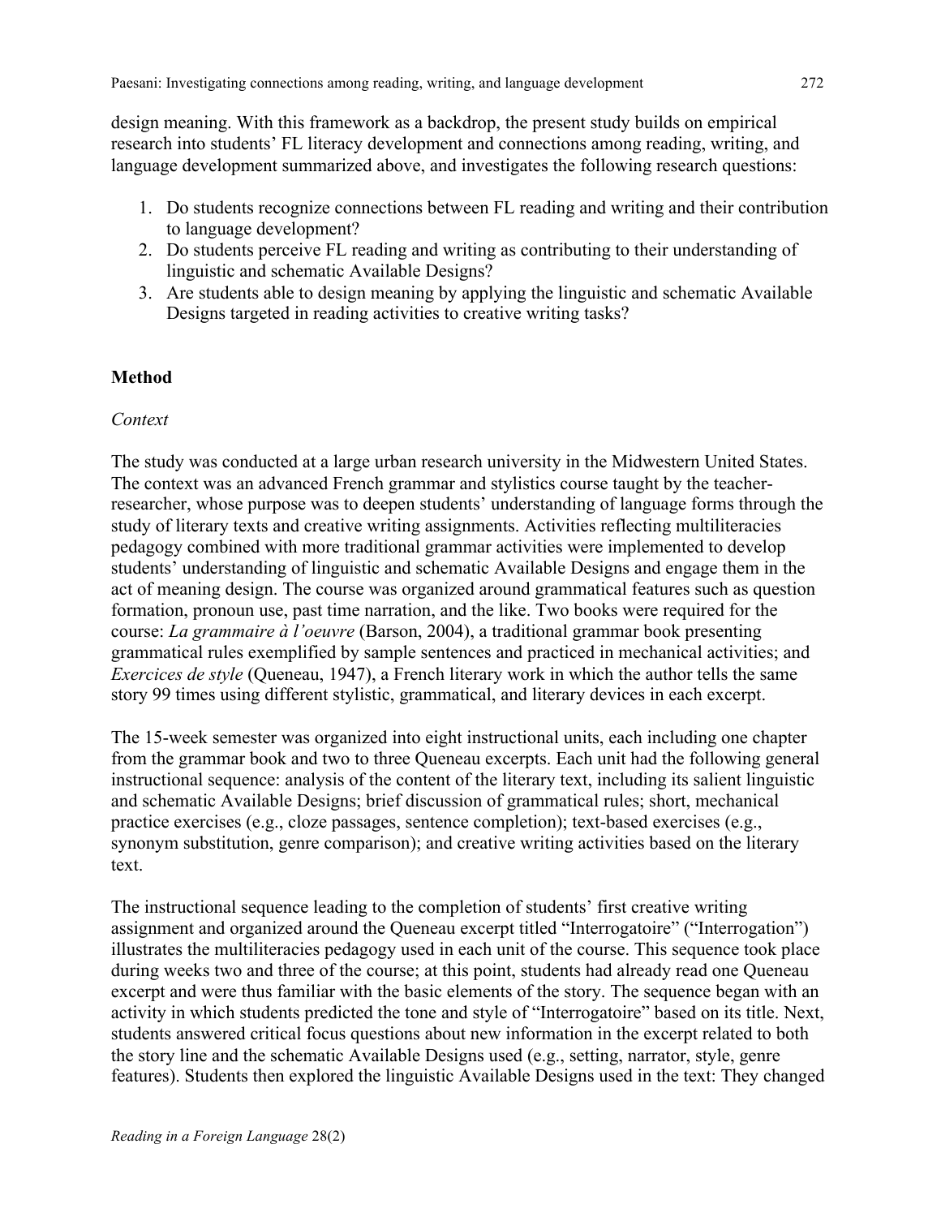design meaning. With this framework as a backdrop, the present study builds on empirical research into students' FL literacy development and connections among reading, writing, and language development summarized above, and investigates the following research questions:

1. Do students recognize connections between FL reading and writing and their contribution to language development?
2. Do students perceive FL reading and writing as contributing to their understanding of linguistic and schematic Available Designs?
3. Are students able to design meaning by applying the linguistic and schematic Available Designs targeted in reading activities to creative writing tasks?

## Method

### *Context*

The study was conducted at a large urban research university in the Midwestern United States. The context was an advanced French grammar and stylistics course taught by the teacher-researcher, whose purpose was to deepen students' understanding of language forms through the study of literary texts and creative writing assignments. Activities reflecting multiliteracies pedagogy combined with more traditional grammar activities were implemented to develop students' understanding of linguistic and schematic Available Designs and engage them in the act of meaning design. The course was organized around grammatical features such as question formation, pronoun use, past time narration, and the like. Two books were required for the course: *La grammaire à l'oeuvre* (Barson, 2004), a traditional grammar book presenting grammatical rules exemplified by sample sentences and practiced in mechanical activities; and *Exercices de style* (Queneau, 1947), a French literary work in which the author tells the same story 99 times using different stylistic, grammatical, and literary devices in each excerpt.

The 15-week semester was organized into eight instructional units, each including one chapter from the grammar book and two to three Queneau excerpts. Each unit had the following general instructional sequence: analysis of the content of the literary text, including its salient linguistic and schematic Available Designs; brief discussion of grammatical rules; short, mechanical practice exercises (e.g., cloze passages, sentence completion); text-based exercises (e.g., synonym substitution, genre comparison); and creative writing activities based on the literary text.

The instructional sequence leading to the completion of students' first creative writing assignment and organized around the Queneau excerpt titled "Interrogatoire" ("Interrogation") illustrates the multiliteracies pedagogy used in each unit of the course. This sequence took place during weeks two and three of the course; at this point, students had already read one Queneau excerpt and were thus familiar with the basic elements of the story. The sequence began with an activity in which students predicted the tone and style of "Interrogatoire" based on its title. Next, students answered critical focus questions about new information in the excerpt related to both the story line and the schematic Available Designs used (e.g., setting, narrator, style, genre features). Students then explored the linguistic Available Designs used in the text: They changed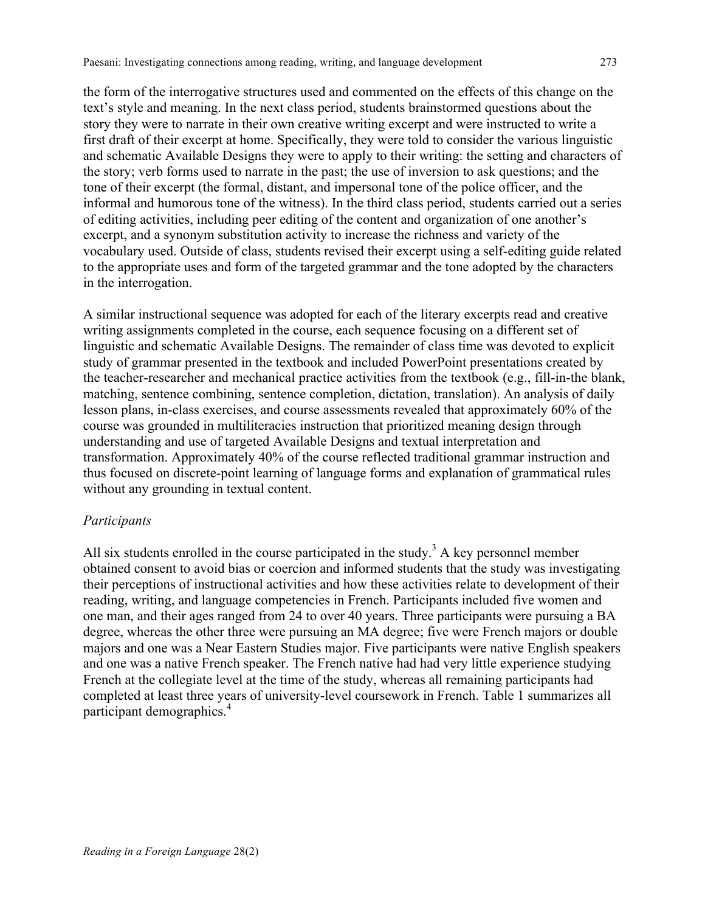the form of the interrogative structures used and commented on the effects of this change on the text's style and meaning. In the next class period, students brainstormed questions about the story they were to narrate in their own creative writing excerpt and were instructed to write a first draft of their excerpt at home. Specifically, they were told to consider the various linguistic and schematic Available Designs they were to apply to their writing: the setting and characters of the story; verb forms used to narrate in the past; the use of inversion to ask questions; and the tone of their excerpt (the formal, distant, and impersonal tone of the police officer, and the informal and humorous tone of the witness). In the third class period, students carried out a series of editing activities, including peer editing of the content and organization of one another's excerpt, and a synonym substitution activity to increase the richness and variety of the vocabulary used. Outside of class, students revised their excerpt using a self-editing guide related to the appropriate uses and form of the targeted grammar and the tone adopted by the characters in the interrogation.

A similar instructional sequence was adopted for each of the literary excerpts read and creative writing assignments completed in the course, each sequence focusing on a different set of linguistic and schematic Available Designs. The remainder of class time was devoted to explicit study of grammar presented in the textbook and included PowerPoint presentations created by the teacher-researcher and mechanical practice activities from the textbook (e.g., fill-in-the blank, matching, sentence combining, sentence completion, dictation, translation). An analysis of daily lesson plans, in-class exercises, and course assessments revealed that approximately 60% of the course was grounded in multiliteracies instruction that prioritized meaning design through understanding and use of targeted Available Designs and textual interpretation and transformation. Approximately 40% of the course reflected traditional grammar instruction and thus focused on discrete-point learning of language forms and explanation of grammatical rules without any grounding in textual content.

*Participants*

All six students enrolled in the course participated in the study.[3] A key personnel member obtained consent to avoid bias or coercion and informed students that the study was investigating their perceptions of instructional activities and how these activities relate to development of their reading, writing, and language competencies in French. Participants included five women and one man, and their ages ranged from 24 to over 40 years. Three participants were pursuing a BA degree, whereas the other three were pursuing an MA degree; five were French majors or double majors and one was a Near Eastern Studies major. Five participants were native English speakers and one was a native French speaker. The French native had had very little experience studying French at the collegiate level at the time of the study, whereas all remaining participants had completed at least three years of university-level coursework in French. Table 1 summarizes all participant demographics.[4]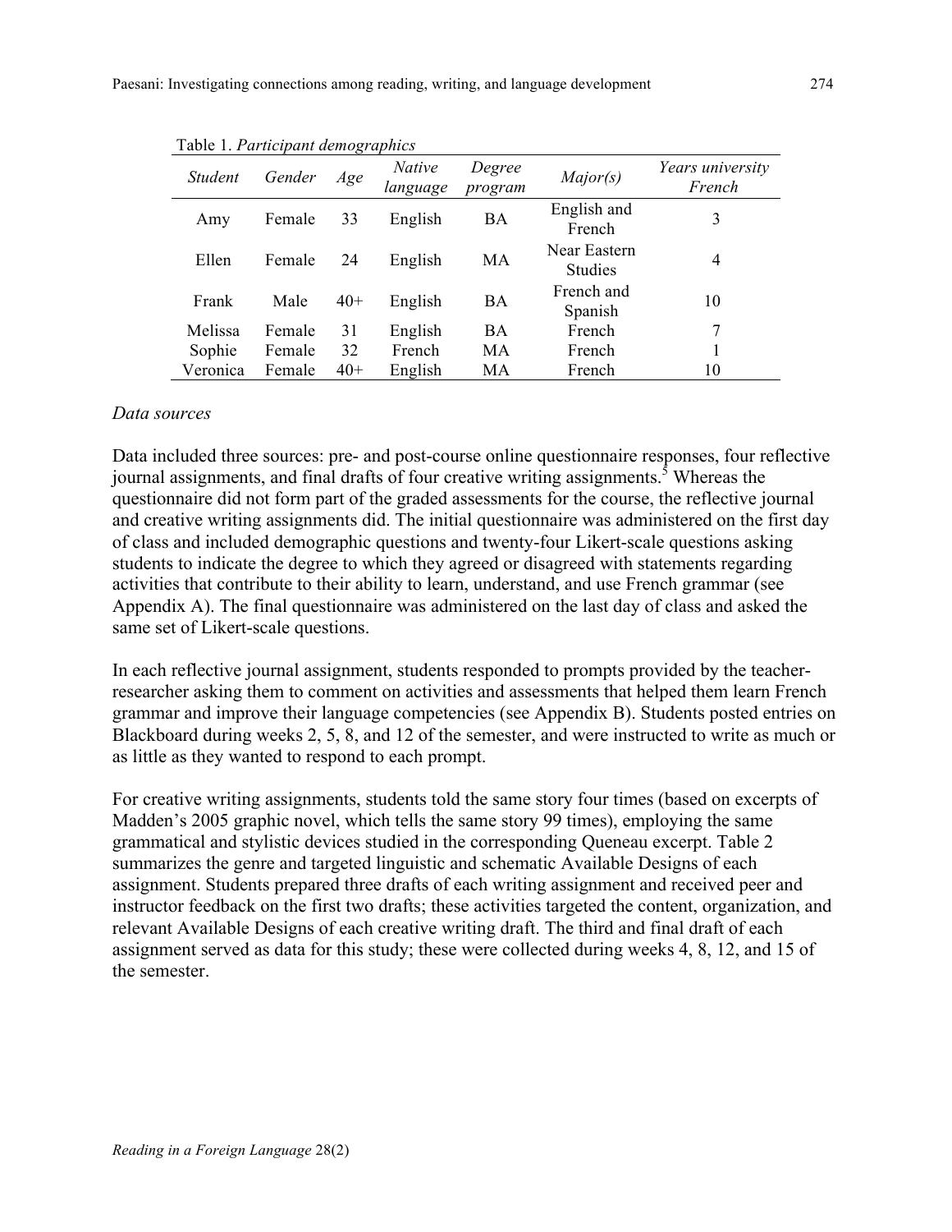Table 1. *Participant demographics*

| *Student* | *Gender* | *Age* | *Native language* | *Degree program* | *Major(s)* | *Years university French* |
|---|---|---|---|---|---|---|
| Amy | Female | 33 | English | BA | English and French | 3 |
| Ellen | Female | 24 | English | MA | Near Eastern Studies | 4 |
| Frank | Male | 40+ | English | BA | French and Spanish | 10 |
| Melissa | Female | 31 | English | BA | French | 7 |
| Sophie | Female | 32 | French | MA | French | 1 |
| Veronica | Female | 40+ | English | MA | French | 10 |

*Data sources*

Data included three sources: pre- and post-course online questionnaire responses, four reflective journal assignments, and final drafts of four creative writing assignments.[5] Whereas the questionnaire did not form part of the graded assessments for the course, the reflective journal and creative writing assignments did. The initial questionnaire was administered on the first day of class and included demographic questions and twenty-four Likert-scale questions asking students to indicate the degree to which they agreed or disagreed with statements regarding activities that contribute to their ability to learn, understand, and use French grammar (see Appendix A). The final questionnaire was administered on the last day of class and asked the same set of Likert-scale questions.

In each reflective journal assignment, students responded to prompts provided by the teacher-researcher asking them to comment on activities and assessments that helped them learn French grammar and improve their language competencies (see Appendix B). Students posted entries on Blackboard during weeks 2, 5, 8, and 12 of the semester, and were instructed to write as much or as little as they wanted to respond to each prompt.

For creative writing assignments, students told the same story four times (based on excerpts of Madden's 2005 graphic novel, which tells the same story 99 times), employing the same grammatical and stylistic devices studied in the corresponding Queneau excerpt. Table 2 summarizes the genre and targeted linguistic and schematic Available Designs of each assignment. Students prepared three drafts of each writing assignment and received peer and instructor feedback on the first two drafts; these activities targeted the content, organization, and relevant Available Designs of each creative writing draft. The third and final draft of each assignment served as data for this study; these were collected during weeks 4, 8, 12, and 15 of the semester.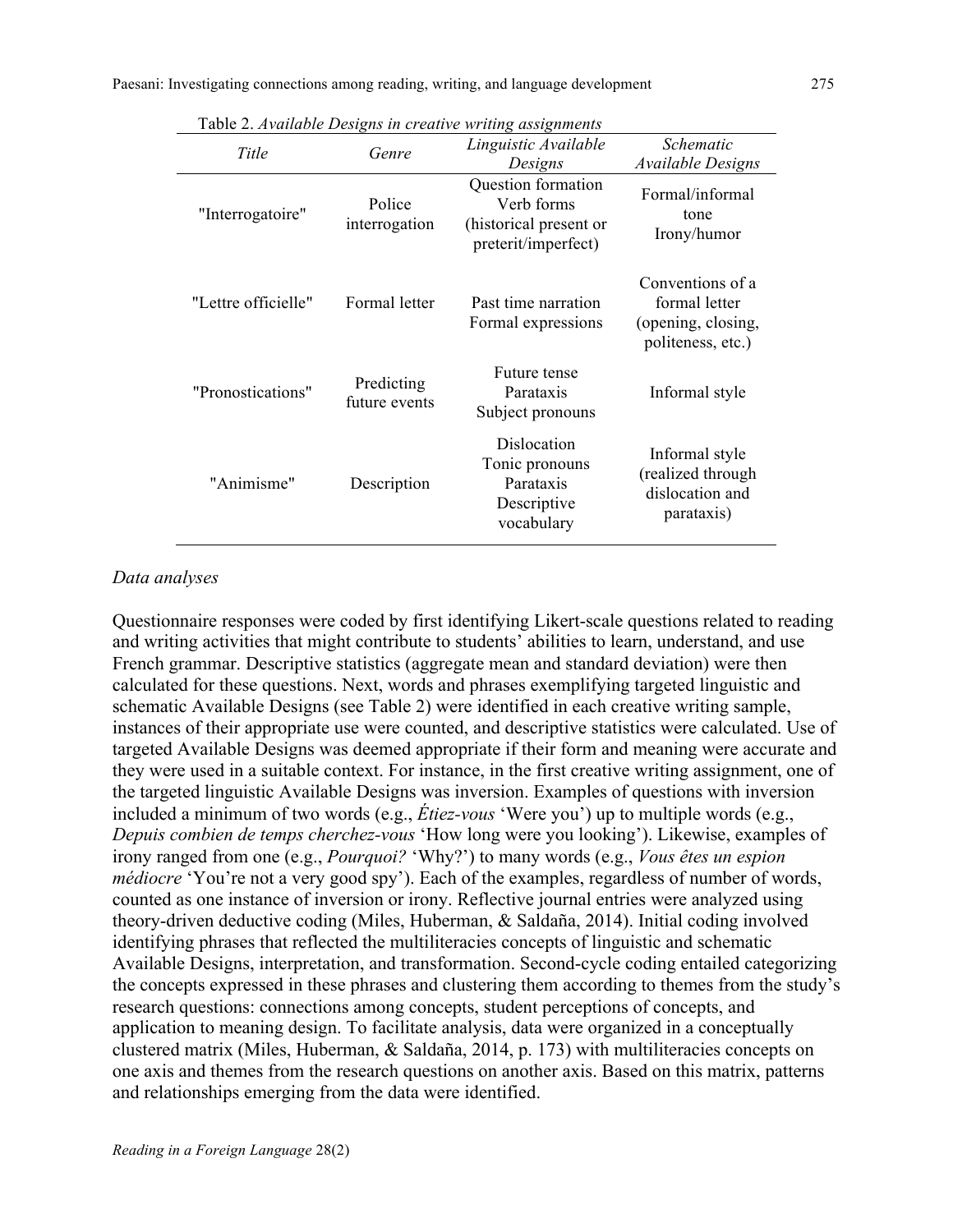Table 2. *Available Designs in creative writing assignments*

| *Title* | *Genre* | *Linguistic Available Designs* | *Schematic Available Designs* |
|---|---|---|---|
| "Interrogatoire" | Police interrogation | Question formation<br>Verb forms (historical present or preterit/imperfect) | Formal/informal tone<br>Irony/humor |
| "Lettre officielle" | Formal letter | Past time narration<br>Formal expressions | Conventions of a formal letter (opening, closing, politeness, etc.) |
| "Pronostications" | Predicting future events | Future tense<br>Parataxis<br>Subject pronouns | Informal style |
| "Animisme" | Description | Dislocation<br>Tonic pronouns<br>Parataxis<br>Descriptive vocabulary | Informal style (realized through dislocation and parataxis) |

### *Data analyses*

Questionnaire responses were coded by first identifying Likert-scale questions related to reading and writing activities that might contribute to students' abilities to learn, understand, and use French grammar. Descriptive statistics (aggregate mean and standard deviation) were then calculated for these questions. Next, words and phrases exemplifying targeted linguistic and schematic Available Designs (see Table 2) were identified in each creative writing sample, instances of their appropriate use were counted, and descriptive statistics were calculated. Use of targeted Available Designs was deemed appropriate if their form and meaning were accurate and they were used in a suitable context. For instance, in the first creative writing assignment, one of the targeted linguistic Available Designs was inversion. Examples of questions with inversion included a minimum of two words (e.g., *Étiez-vous* 'Were you') up to multiple words (e.g., *Depuis combien de temps cherchez-vous* 'How long were you looking'). Likewise, examples of irony ranged from one (e.g., *Pourquoi?* 'Why?') to many words (e.g., *Vous êtes un espion médiocre* 'You're not a very good spy'). Each of the examples, regardless of number of words, counted as one instance of inversion or irony. Reflective journal entries were analyzed using theory-driven deductive coding (Miles, Huberman, & Saldaña, 2014). Initial coding involved identifying phrases that reflected the multiliteracies concepts of linguistic and schematic Available Designs, interpretation, and transformation. Second-cycle coding entailed categorizing the concepts expressed in these phrases and clustering them according to themes from the study's research questions: connections among concepts, student perceptions of concepts, and application to meaning design. To facilitate analysis, data were organized in a conceptually clustered matrix (Miles, Huberman, & Saldaña, 2014, p. 173) with multiliteracies concepts on one axis and themes from the research questions on another axis. Based on this matrix, patterns and relationships emerging from the data were identified.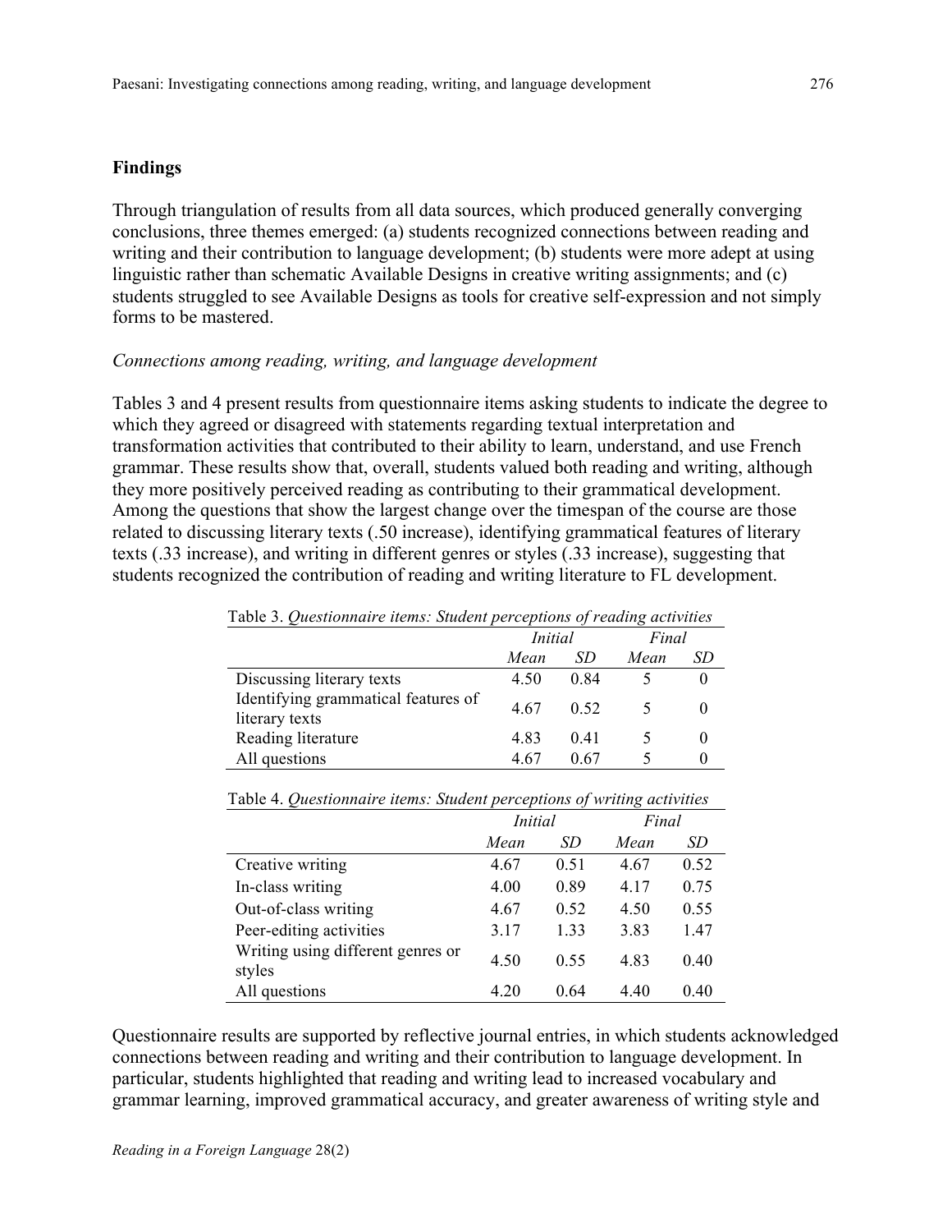## Findings

Through triangulation of results from all data sources, which produced generally converging conclusions, three themes emerged: (a) students recognized connections between reading and writing and their contribution to language development; (b) students were more adept at using linguistic rather than schematic Available Designs in creative writing assignments; and (c) students struggled to see Available Designs as tools for creative self-expression and not simply forms to be mastered.

### *Connections among reading, writing, and language development*

Tables 3 and 4 present results from questionnaire items asking students to indicate the degree to which they agreed or disagreed with statements regarding textual interpretation and transformation activities that contributed to their ability to learn, understand, and use French grammar. These results show that, overall, students valued both reading and writing, although they more positively perceived reading as contributing to their grammatical development. Among the questions that show the largest change over the timespan of the course are those related to discussing literary texts (.50 increase), identifying grammatical features of literary texts (.33 increase), and writing in different genres or styles (.33 increase), suggesting that students recognized the contribution of reading and writing literature to FL development.

Table 3. *Questionnaire items: Student perceptions of reading activities*

| | *Initial* | | *Final* | |
|---|---|---|---|---|
| | *Mean* | *SD* | *Mean* | *SD* |
| Discussing literary texts | 4.50 | 0.84 | 5 | 0 |
| Identifying grammatical features of literary texts | 4.67 | 0.52 | 5 | 0 |
| Reading literature | 4.83 | 0.41 | 5 | 0 |
| All questions | 4.67 | 0.67 | 5 | 0 |

Table 4. *Questionnaire items: Student perceptions of writing activities*

| | *Initial* | | *Final* | |
|---|---|---|---|---|
| | *Mean* | *SD* | *Mean* | *SD* |
| Creative writing | 4.67 | 0.51 | 4.67 | 0.52 |
| In-class writing | 4.00 | 0.89 | 4.17 | 0.75 |
| Out-of-class writing | 4.67 | 0.52 | 4.50 | 0.55 |
| Peer-editing activities | 3.17 | 1.33 | 3.83 | 1.47 |
| Writing using different genres or styles | 4.50 | 0.55 | 4.83 | 0.40 |
| All questions | 4.20 | 0.64 | 4.40 | 0.40 |

Questionnaire results are supported by reflective journal entries, in which students acknowledged connections between reading and writing and their contribution to language development. In particular, students highlighted that reading and writing lead to increased vocabulary and grammar learning, improved grammatical accuracy, and greater awareness of writing style and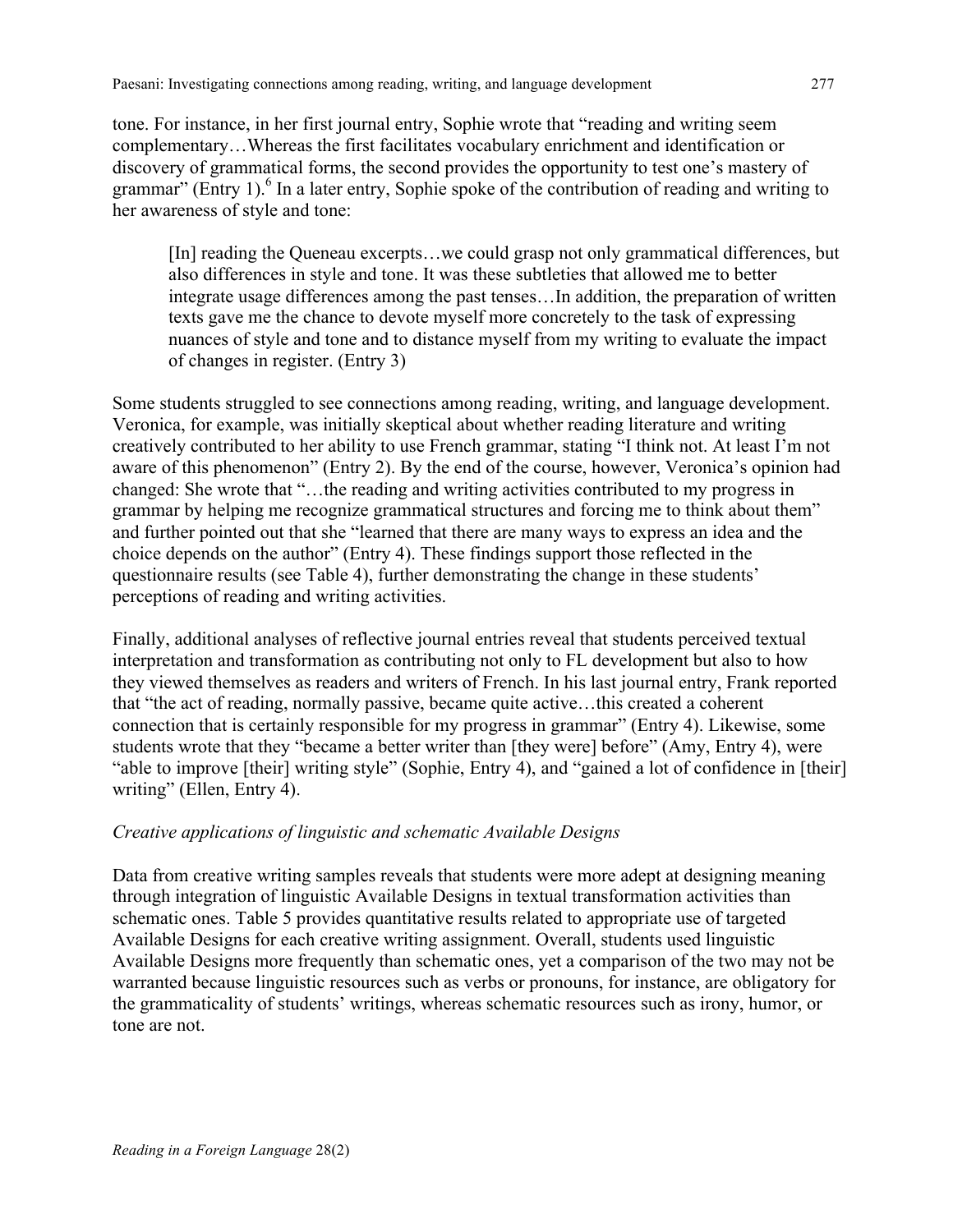tone. For instance, in her first journal entry, Sophie wrote that "reading and writing seem complementary…Whereas the first facilitates vocabulary enrichment and identification or discovery of grammatical forms, the second provides the opportunity to test one's mastery of grammar" (Entry 1).[6] In a later entry, Sophie spoke of the contribution of reading and writing to her awareness of style and tone:

> [In] reading the Queneau excerpts…we could grasp not only grammatical differences, but also differences in style and tone. It was these subtleties that allowed me to better integrate usage differences among the past tenses…In addition, the preparation of written texts gave me the chance to devote myself more concretely to the task of expressing nuances of style and tone and to distance myself from my writing to evaluate the impact of changes in register. (Entry 3)

Some students struggled to see connections among reading, writing, and language development. Veronica, for example, was initially skeptical about whether reading literature and writing creatively contributed to her ability to use French grammar, stating "I think not. At least I'm not aware of this phenomenon" (Entry 2). By the end of the course, however, Veronica's opinion had changed: She wrote that "…the reading and writing activities contributed to my progress in grammar by helping me recognize grammatical structures and forcing me to think about them" and further pointed out that she "learned that there are many ways to express an idea and the choice depends on the author" (Entry 4). These findings support those reflected in the questionnaire results (see Table 4), further demonstrating the change in these students' perceptions of reading and writing activities.

Finally, additional analyses of reflective journal entries reveal that students perceived textual interpretation and transformation as contributing not only to FL development but also to how they viewed themselves as readers and writers of French. In his last journal entry, Frank reported that "the act of reading, normally passive, became quite active…this created a coherent connection that is certainly responsible for my progress in grammar" (Entry 4). Likewise, some students wrote that they "became a better writer than [they were] before" (Amy, Entry 4), were "able to improve [their] writing style" (Sophie, Entry 4), and "gained a lot of confidence in [their] writing" (Ellen, Entry 4).

*Creative applications of linguistic and schematic Available Designs*

Data from creative writing samples reveals that students were more adept at designing meaning through integration of linguistic Available Designs in textual transformation activities than schematic ones. Table 5 provides quantitative results related to appropriate use of targeted Available Designs for each creative writing assignment. Overall, students used linguistic Available Designs more frequently than schematic ones, yet a comparison of the two may not be warranted because linguistic resources such as verbs or pronouns, for instance, are obligatory for the grammaticality of students' writings, whereas schematic resources such as irony, humor, or tone are not.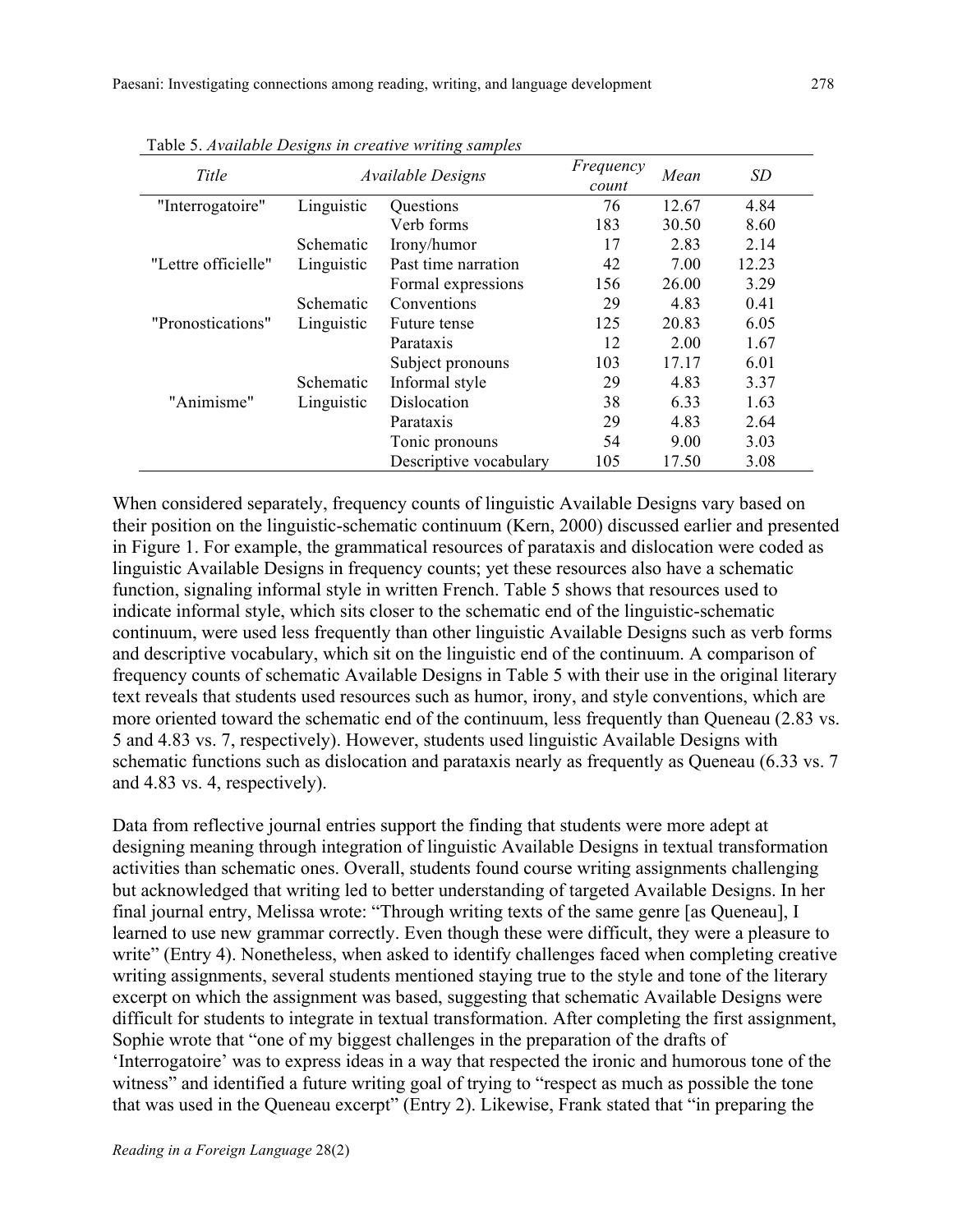Table 5. *Available Designs in creative writing samples*

| *Title* | *Available Designs* | | *Frequency count* | *Mean* | *SD* |
|---|---|---|---|---|---|
| "Interrogatoire" | Linguistic | Questions | 76 | 12.67 | 4.84 |
| | | Verb forms | 183 | 30.50 | 8.60 |
| | Schematic | Irony/humor | 17 | 2.83 | 2.14 |
| "Lettre officielle" | Linguistic | Past time narration | 42 | 7.00 | 12.23 |
| | | Formal expressions | 156 | 26.00 | 3.29 |
| | Schematic | Conventions | 29 | 4.83 | 0.41 |
| "Pronostications" | Linguistic | Future tense | 125 | 20.83 | 6.05 |
| | | Parataxis | 12 | 2.00 | 1.67 |
| | | Subject pronouns | 103 | 17.17 | 6.01 |
| | Schematic | Informal style | 29 | 4.83 | 3.37 |
| "Animisme" | Linguistic | Dislocation | 38 | 6.33 | 1.63 |
| | | Parataxis | 29 | 4.83 | 2.64 |
| | | Tonic pronouns | 54 | 9.00 | 3.03 |
| | | Descriptive vocabulary | 105 | 17.50 | 3.08 |

When considered separately, frequency counts of linguistic Available Designs vary based on their position on the linguistic-schematic continuum (Kern, 2000) discussed earlier and presented in Figure 1. For example, the grammatical resources of parataxis and dislocation were coded as linguistic Available Designs in frequency counts; yet these resources also have a schematic function, signaling informal style in written French. Table 5 shows that resources used to indicate informal style, which sits closer to the schematic end of the linguistic-schematic continuum, were used less frequently than other linguistic Available Designs such as verb forms and descriptive vocabulary, which sit on the linguistic end of the continuum. A comparison of frequency counts of schematic Available Designs in Table 5 with their use in the original literary text reveals that students used resources such as humor, irony, and style conventions, which are more oriented toward the schematic end of the continuum, less frequently than Queneau (2.83 vs. 5 and 4.83 vs. 7, respectively). However, students used linguistic Available Designs with schematic functions such as dislocation and parataxis nearly as frequently as Queneau (6.33 vs. 7 and 4.83 vs. 4, respectively).

Data from reflective journal entries support the finding that students were more adept at designing meaning through integration of linguistic Available Designs in textual transformation activities than schematic ones. Overall, students found course writing assignments challenging but acknowledged that writing led to better understanding of targeted Available Designs. In her final journal entry, Melissa wrote: "Through writing texts of the same genre [as Queneau], I learned to use new grammar correctly. Even though these were difficult, they were a pleasure to write" (Entry 4). Nonetheless, when asked to identify challenges faced when completing creative writing assignments, several students mentioned staying true to the style and tone of the literary excerpt on which the assignment was based, suggesting that schematic Available Designs were difficult for students to integrate in textual transformation. After completing the first assignment, Sophie wrote that "one of my biggest challenges in the preparation of the drafts of 'Interrogatoire' was to express ideas in a way that respected the ironic and humorous tone of the witness" and identified a future writing goal of trying to "respect as much as possible the tone that was used in the Queneau excerpt" (Entry 2). Likewise, Frank stated that "in preparing the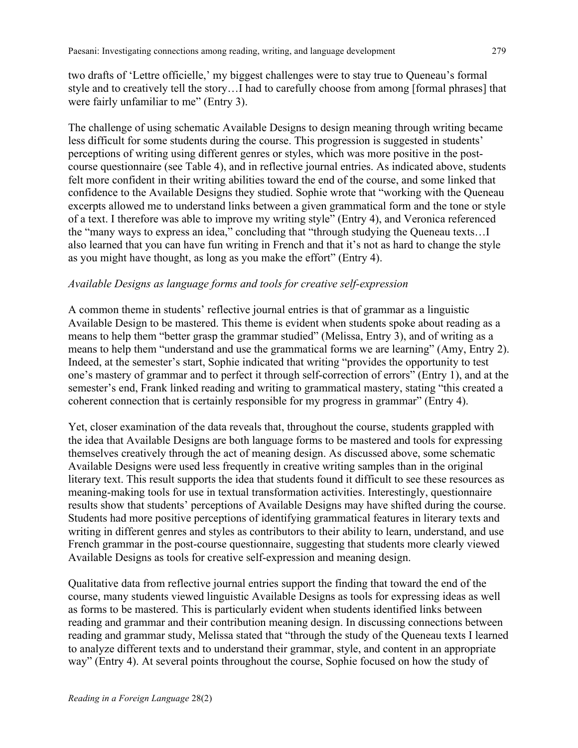two drafts of 'Lettre officielle,' my biggest challenges were to stay true to Queneau's formal style and to creatively tell the story…I had to carefully choose from among [formal phrases] that were fairly unfamiliar to me" (Entry 3).

The challenge of using schematic Available Designs to design meaning through writing became less difficult for some students during the course. This progression is suggested in students' perceptions of writing using different genres or styles, which was more positive in the post-course questionnaire (see Table 4), and in reflective journal entries. As indicated above, students felt more confident in their writing abilities toward the end of the course, and some linked that confidence to the Available Designs they studied. Sophie wrote that "working with the Queneau excerpts allowed me to understand links between a given grammatical form and the tone or style of a text. I therefore was able to improve my writing style" (Entry 4), and Veronica referenced the "many ways to express an idea," concluding that "through studying the Queneau texts…I also learned that you can have fun writing in French and that it's not as hard to change the style as you might have thought, as long as you make the effort" (Entry 4).

*Available Designs as language forms and tools for creative self-expression*

A common theme in students' reflective journal entries is that of grammar as a linguistic Available Design to be mastered. This theme is evident when students spoke about reading as a means to help them "better grasp the grammar studied" (Melissa, Entry 3), and of writing as a means to help them "understand and use the grammatical forms we are learning" (Amy, Entry 2). Indeed, at the semester's start, Sophie indicated that writing "provides the opportunity to test one's mastery of grammar and to perfect it through self-correction of errors" (Entry 1), and at the semester's end, Frank linked reading and writing to grammatical mastery, stating "this created a coherent connection that is certainly responsible for my progress in grammar" (Entry 4).

Yet, closer examination of the data reveals that, throughout the course, students grappled with the idea that Available Designs are both language forms to be mastered and tools for expressing themselves creatively through the act of meaning design. As discussed above, some schematic Available Designs were used less frequently in creative writing samples than in the original literary text. This result supports the idea that students found it difficult to see these resources as meaning-making tools for use in textual transformation activities. Interestingly, questionnaire results show that students' perceptions of Available Designs may have shifted during the course. Students had more positive perceptions of identifying grammatical features in literary texts and writing in different genres and styles as contributors to their ability to learn, understand, and use French grammar in the post-course questionnaire, suggesting that students more clearly viewed Available Designs as tools for creative self-expression and meaning design.

Qualitative data from reflective journal entries support the finding that toward the end of the course, many students viewed linguistic Available Designs as tools for expressing ideas as well as forms to be mastered. This is particularly evident when students identified links between reading and grammar and their contribution meaning design. In discussing connections between reading and grammar study, Melissa stated that "through the study of the Queneau texts I learned to analyze different texts and to understand their grammar, style, and content in an appropriate way" (Entry 4). At several points throughout the course, Sophie focused on how the study of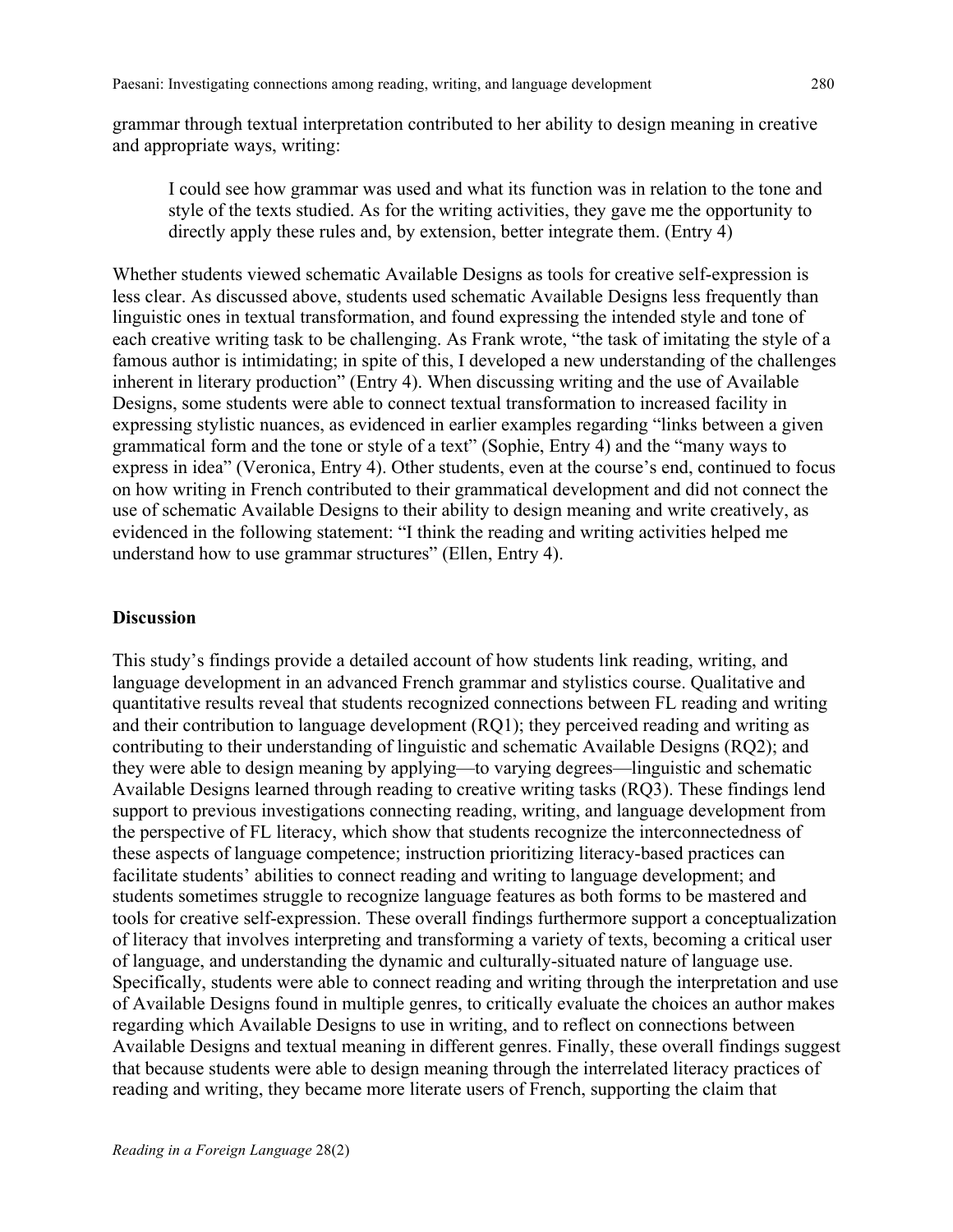grammar through textual interpretation contributed to her ability to design meaning in creative and appropriate ways, writing:

> I could see how grammar was used and what its function was in relation to the tone and style of the texts studied. As for the writing activities, they gave me the opportunity to directly apply these rules and, by extension, better integrate them. (Entry 4)

Whether students viewed schematic Available Designs as tools for creative self-expression is less clear. As discussed above, students used schematic Available Designs less frequently than linguistic ones in textual transformation, and found expressing the intended style and tone of each creative writing task to be challenging. As Frank wrote, "the task of imitating the style of a famous author is intimidating; in spite of this, I developed a new understanding of the challenges inherent in literary production" (Entry 4). When discussing writing and the use of Available Designs, some students were able to connect textual transformation to increased facility in expressing stylistic nuances, as evidenced in earlier examples regarding "links between a given grammatical form and the tone or style of a text" (Sophie, Entry 4) and the "many ways to express in idea" (Veronica, Entry 4). Other students, even at the course's end, continued to focus on how writing in French contributed to their grammatical development and did not connect the use of schematic Available Designs to their ability to design meaning and write creatively, as evidenced in the following statement: "I think the reading and writing activities helped me understand how to use grammar structures" (Ellen, Entry 4).

**Discussion**

This study's findings provide a detailed account of how students link reading, writing, and language development in an advanced French grammar and stylistics course. Qualitative and quantitative results reveal that students recognized connections between FL reading and writing and their contribution to language development (RQ1); they perceived reading and writing as contributing to their understanding of linguistic and schematic Available Designs (RQ2); and they were able to design meaning by applying—to varying degrees—linguistic and schematic Available Designs learned through reading to creative writing tasks (RQ3). These findings lend support to previous investigations connecting reading, writing, and language development from the perspective of FL literacy, which show that students recognize the interconnectedness of these aspects of language competence; instruction prioritizing literacy-based practices can facilitate students' abilities to connect reading and writing to language development; and students sometimes struggle to recognize language features as both forms to be mastered and tools for creative self-expression. These overall findings furthermore support a conceptualization of literacy that involves interpreting and transforming a variety of texts, becoming a critical user of language, and understanding the dynamic and culturally-situated nature of language use. Specifically, students were able to connect reading and writing through the interpretation and use of Available Designs found in multiple genres, to critically evaluate the choices an author makes regarding which Available Designs to use in writing, and to reflect on connections between Available Designs and textual meaning in different genres. Finally, these overall findings suggest that because students were able to design meaning through the interrelated literacy practices of reading and writing, they became more literate users of French, supporting the claim that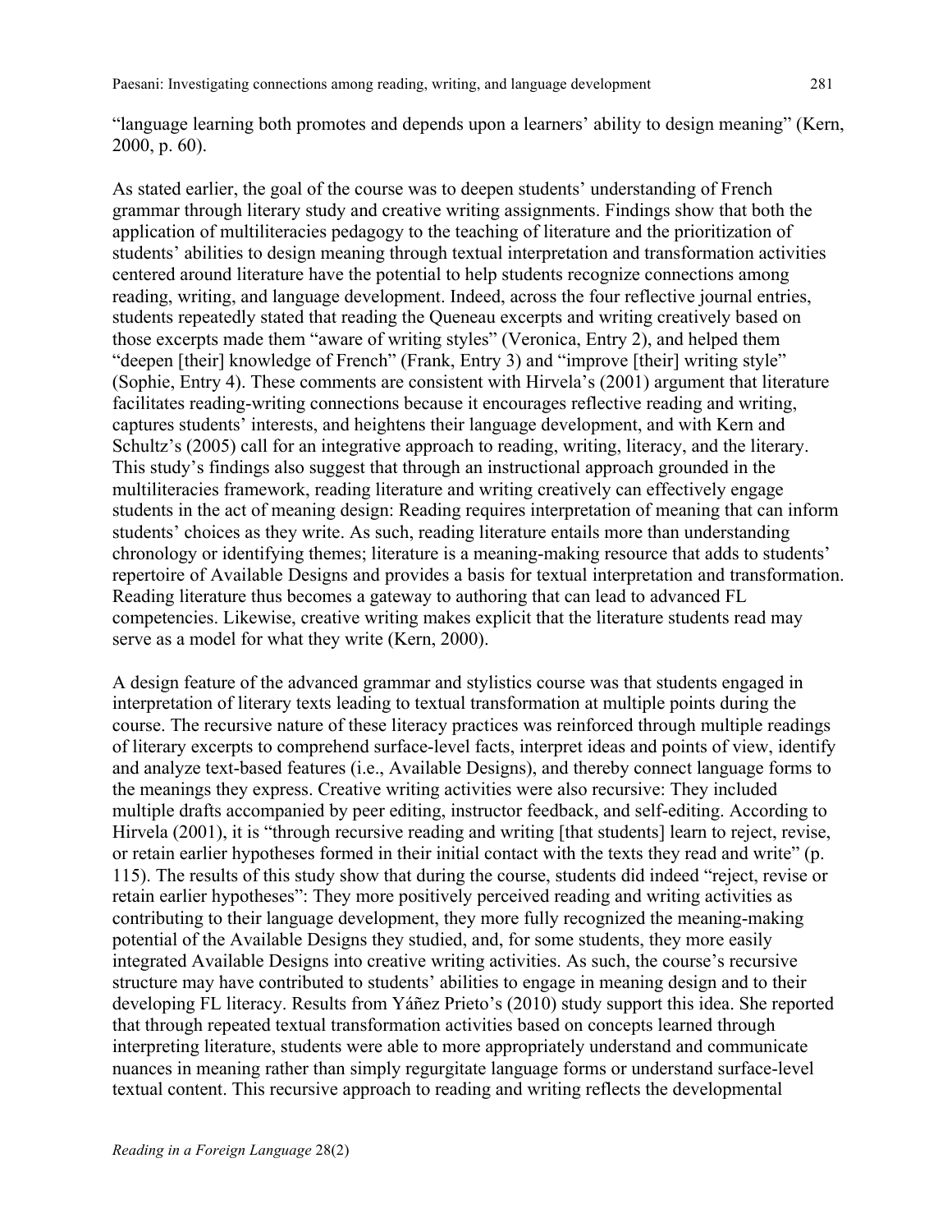"language learning both promotes and depends upon a learners' ability to design meaning" (Kern, 2000, p. 60).

As stated earlier, the goal of the course was to deepen students' understanding of French grammar through literary study and creative writing assignments. Findings show that both the application of multiliteracies pedagogy to the teaching of literature and the prioritization of students' abilities to design meaning through textual interpretation and transformation activities centered around literature have the potential to help students recognize connections among reading, writing, and language development. Indeed, across the four reflective journal entries, students repeatedly stated that reading the Queneau excerpts and writing creatively based on those excerpts made them "aware of writing styles" (Veronica, Entry 2), and helped them "deepen [their] knowledge of French" (Frank, Entry 3) and "improve [their] writing style" (Sophie, Entry 4). These comments are consistent with Hirvela's (2001) argument that literature facilitates reading-writing connections because it encourages reflective reading and writing, captures students' interests, and heightens their language development, and with Kern and Schultz's (2005) call for an integrative approach to reading, writing, literacy, and the literary. This study's findings also suggest that through an instructional approach grounded in the multiliteracies framework, reading literature and writing creatively can effectively engage students in the act of meaning design: Reading requires interpretation of meaning that can inform students' choices as they write. As such, reading literature entails more than understanding chronology or identifying themes; literature is a meaning-making resource that adds to students' repertoire of Available Designs and provides a basis for textual interpretation and transformation. Reading literature thus becomes a gateway to authoring that can lead to advanced FL competencies. Likewise, creative writing makes explicit that the literature students read may serve as a model for what they write (Kern, 2000).

A design feature of the advanced grammar and stylistics course was that students engaged in interpretation of literary texts leading to textual transformation at multiple points during the course. The recursive nature of these literacy practices was reinforced through multiple readings of literary excerpts to comprehend surface-level facts, interpret ideas and points of view, identify and analyze text-based features (i.e., Available Designs), and thereby connect language forms to the meanings they express. Creative writing activities were also recursive: They included multiple drafts accompanied by peer editing, instructor feedback, and self-editing. According to Hirvela (2001), it is "through recursive reading and writing [that students] learn to reject, revise, or retain earlier hypotheses formed in their initial contact with the texts they read and write" (p. 115). The results of this study show that during the course, students did indeed "reject, revise or retain earlier hypotheses": They more positively perceived reading and writing activities as contributing to their language development, they more fully recognized the meaning-making potential of the Available Designs they studied, and, for some students, they more easily integrated Available Designs into creative writing activities. As such, the course's recursive structure may have contributed to students' abilities to engage in meaning design and to their developing FL literacy. Results from Yáñez Prieto's (2010) study support this idea. She reported that through repeated textual transformation activities based on concepts learned through interpreting literature, students were able to more appropriately understand and communicate nuances in meaning rather than simply regurgitate language forms or understand surface-level textual content. This recursive approach to reading and writing reflects the developmental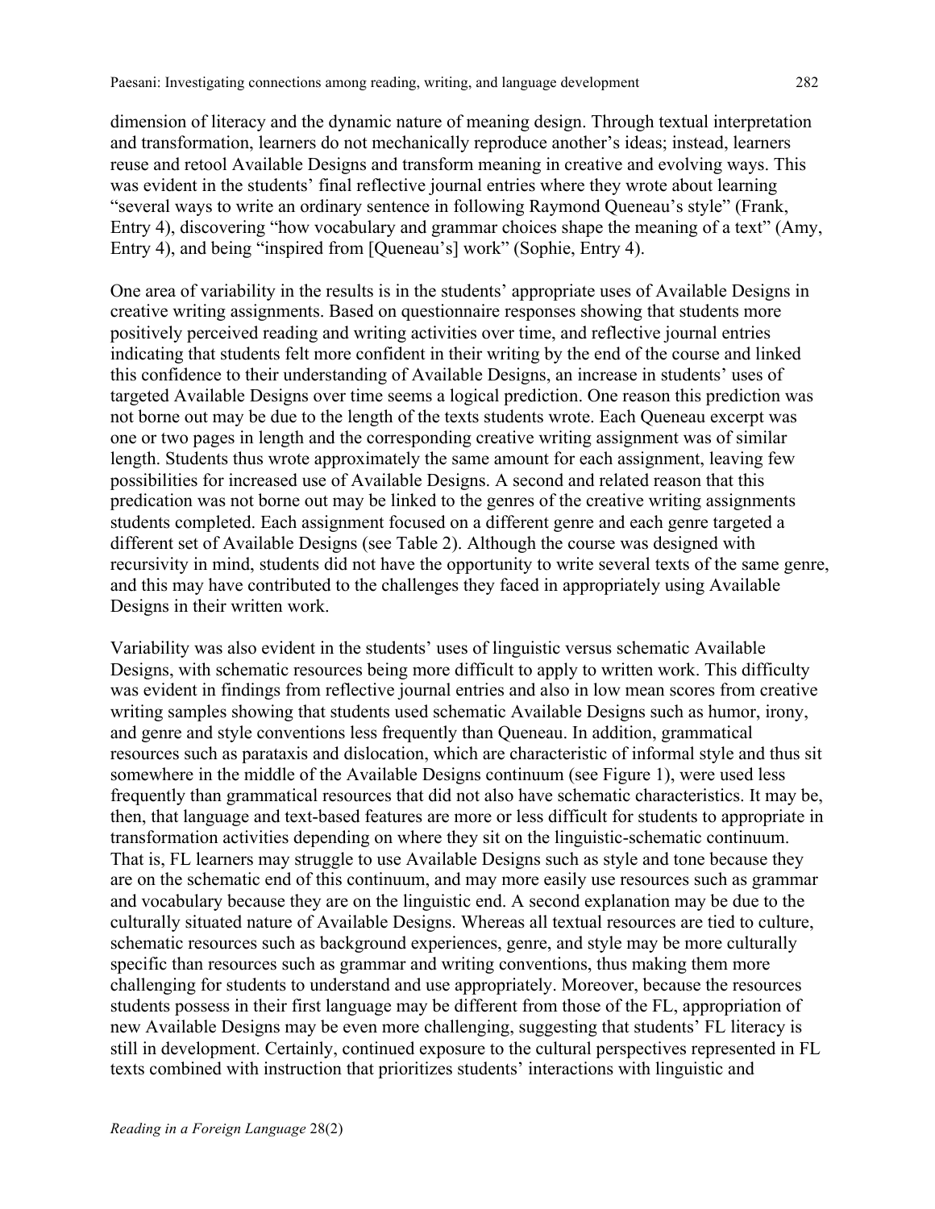dimension of literacy and the dynamic nature of meaning design. Through textual interpretation and transformation, learners do not mechanically reproduce another's ideas; instead, learners reuse and retool Available Designs and transform meaning in creative and evolving ways. This was evident in the students' final reflective journal entries where they wrote about learning "several ways to write an ordinary sentence in following Raymond Queneau's style" (Frank, Entry 4), discovering "how vocabulary and grammar choices shape the meaning of a text" (Amy, Entry 4), and being "inspired from [Queneau's] work" (Sophie, Entry 4).

One area of variability in the results is in the students' appropriate uses of Available Designs in creative writing assignments. Based on questionnaire responses showing that students more positively perceived reading and writing activities over time, and reflective journal entries indicating that students felt more confident in their writing by the end of the course and linked this confidence to their understanding of Available Designs, an increase in students' uses of targeted Available Designs over time seems a logical prediction. One reason this prediction was not borne out may be due to the length of the texts students wrote. Each Queneau excerpt was one or two pages in length and the corresponding creative writing assignment was of similar length. Students thus wrote approximately the same amount for each assignment, leaving few possibilities for increased use of Available Designs. A second and related reason that this predication was not borne out may be linked to the genres of the creative writing assignments students completed. Each assignment focused on a different genre and each genre targeted a different set of Available Designs (see Table 2). Although the course was designed with recursivity in mind, students did not have the opportunity to write several texts of the same genre, and this may have contributed to the challenges they faced in appropriately using Available Designs in their written work.

Variability was also evident in the students' uses of linguistic versus schematic Available Designs, with schematic resources being more difficult to apply to written work. This difficulty was evident in findings from reflective journal entries and also in low mean scores from creative writing samples showing that students used schematic Available Designs such as humor, irony, and genre and style conventions less frequently than Queneau. In addition, grammatical resources such as parataxis and dislocation, which are characteristic of informal style and thus sit somewhere in the middle of the Available Designs continuum (see Figure 1), were used less frequently than grammatical resources that did not also have schematic characteristics. It may be, then, that language and text-based features are more or less difficult for students to appropriate in transformation activities depending on where they sit on the linguistic-schematic continuum. That is, FL learners may struggle to use Available Designs such as style and tone because they are on the schematic end of this continuum, and may more easily use resources such as grammar and vocabulary because they are on the linguistic end. A second explanation may be due to the culturally situated nature of Available Designs. Whereas all textual resources are tied to culture, schematic resources such as background experiences, genre, and style may be more culturally specific than resources such as grammar and writing conventions, thus making them more challenging for students to understand and use appropriately. Moreover, because the resources students possess in their first language may be different from those of the FL, appropriation of new Available Designs may be even more challenging, suggesting that students' FL literacy is still in development. Certainly, continued exposure to the cultural perspectives represented in FL texts combined with instruction that prioritizes students' interactions with linguistic and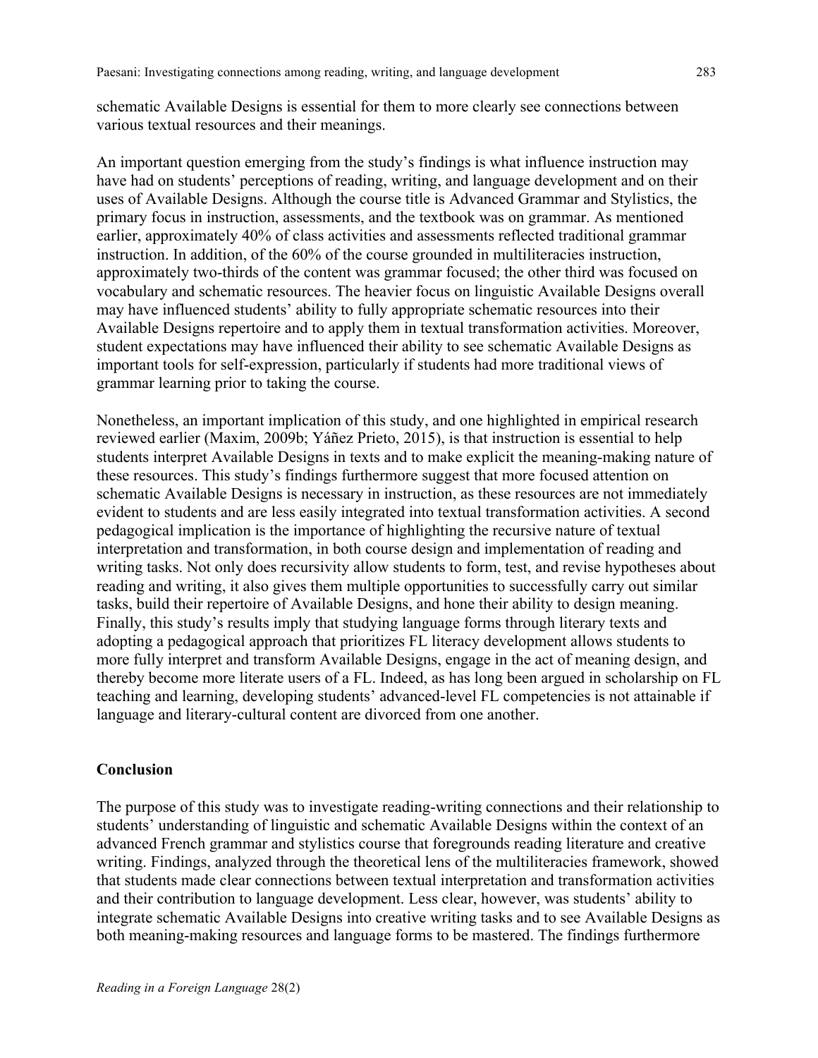schematic Available Designs is essential for them to more clearly see connections between various textual resources and their meanings.

An important question emerging from the study's findings is what influence instruction may have had on students' perceptions of reading, writing, and language development and on their uses of Available Designs. Although the course title is Advanced Grammar and Stylistics, the primary focus in instruction, assessments, and the textbook was on grammar. As mentioned earlier, approximately 40% of class activities and assessments reflected traditional grammar instruction. In addition, of the 60% of the course grounded in multiliteracies instruction, approximately two-thirds of the content was grammar focused; the other third was focused on vocabulary and schematic resources. The heavier focus on linguistic Available Designs overall may have influenced students' ability to fully appropriate schematic resources into their Available Designs repertoire and to apply them in textual transformation activities. Moreover, student expectations may have influenced their ability to see schematic Available Designs as important tools for self-expression, particularly if students had more traditional views of grammar learning prior to taking the course.

Nonetheless, an important implication of this study, and one highlighted in empirical research reviewed earlier (Maxim, 2009b; Yáñez Prieto, 2015), is that instruction is essential to help students interpret Available Designs in texts and to make explicit the meaning-making nature of these resources. This study's findings furthermore suggest that more focused attention on schematic Available Designs is necessary in instruction, as these resources are not immediately evident to students and are less easily integrated into textual transformation activities. A second pedagogical implication is the importance of highlighting the recursive nature of textual interpretation and transformation, in both course design and implementation of reading and writing tasks. Not only does recursivity allow students to form, test, and revise hypotheses about reading and writing, it also gives them multiple opportunities to successfully carry out similar tasks, build their repertoire of Available Designs, and hone their ability to design meaning. Finally, this study's results imply that studying language forms through literary texts and adopting a pedagogical approach that prioritizes FL literacy development allows students to more fully interpret and transform Available Designs, engage in the act of meaning design, and thereby become more literate users of a FL. Indeed, as has long been argued in scholarship on FL teaching and learning, developing students' advanced-level FL competencies is not attainable if language and literary-cultural content are divorced from one another.

## Conclusion

The purpose of this study was to investigate reading-writing connections and their relationship to students' understanding of linguistic and schematic Available Designs within the context of an advanced French grammar and stylistics course that foregrounds reading literature and creative writing. Findings, analyzed through the theoretical lens of the multiliteracies framework, showed that students made clear connections between textual interpretation and transformation activities and their contribution to language development. Less clear, however, was students' ability to integrate schematic Available Designs into creative writing tasks and to see Available Designs as both meaning-making resources and language forms to be mastered. The findings furthermore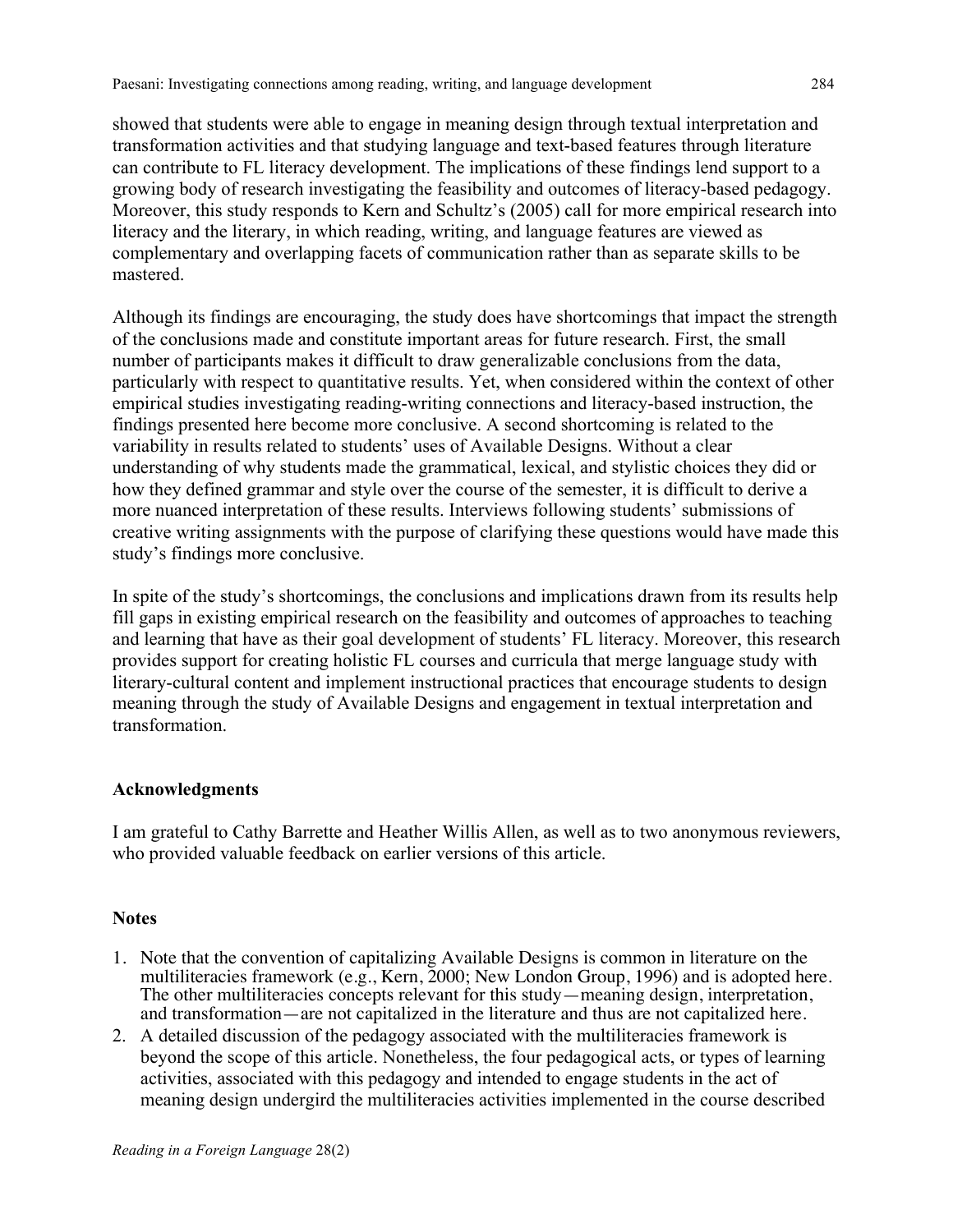showed that students were able to engage in meaning design through textual interpretation and transformation activities and that studying language and text-based features through literature can contribute to FL literacy development. The implications of these findings lend support to a growing body of research investigating the feasibility and outcomes of literacy-based pedagogy. Moreover, this study responds to Kern and Schultz's (2005) call for more empirical research into literacy and the literary, in which reading, writing, and language features are viewed as complementary and overlapping facets of communication rather than as separate skills to be mastered.

Although its findings are encouraging, the study does have shortcomings that impact the strength of the conclusions made and constitute important areas for future research. First, the small number of participants makes it difficult to draw generalizable conclusions from the data, particularly with respect to quantitative results. Yet, when considered within the context of other empirical studies investigating reading-writing connections and literacy-based instruction, the findings presented here become more conclusive. A second shortcoming is related to the variability in results related to students' uses of Available Designs. Without a clear understanding of why students made the grammatical, lexical, and stylistic choices they did or how they defined grammar and style over the course of the semester, it is difficult to derive a more nuanced interpretation of these results. Interviews following students' submissions of creative writing assignments with the purpose of clarifying these questions would have made this study's findings more conclusive.

In spite of the study's shortcomings, the conclusions and implications drawn from its results help fill gaps in existing empirical research on the feasibility and outcomes of approaches to teaching and learning that have as their goal development of students' FL literacy. Moreover, this research provides support for creating holistic FL courses and curricula that merge language study with literary-cultural content and implement instructional practices that encourage students to design meaning through the study of Available Designs and engagement in textual interpretation and transformation.

### Acknowledgments

I am grateful to Cathy Barrette and Heather Willis Allen, as well as to two anonymous reviewers, who provided valuable feedback on earlier versions of this article.

### Notes

1. Note that the convention of capitalizing Available Designs is common in literature on the multiliteracies framework (e.g., Kern, 2000; New London Group, 1996) and is adopted here. The other multiliteracies concepts relevant for this study—meaning design, interpretation, and transformation—are not capitalized in the literature and thus are not capitalized here.
2. A detailed discussion of the pedagogy associated with the multiliteracies framework is beyond the scope of this article. Nonetheless, the four pedagogical acts, or types of learning activities, associated with this pedagogy and intended to engage students in the act of meaning design undergird the multiliteracies activities implemented in the course described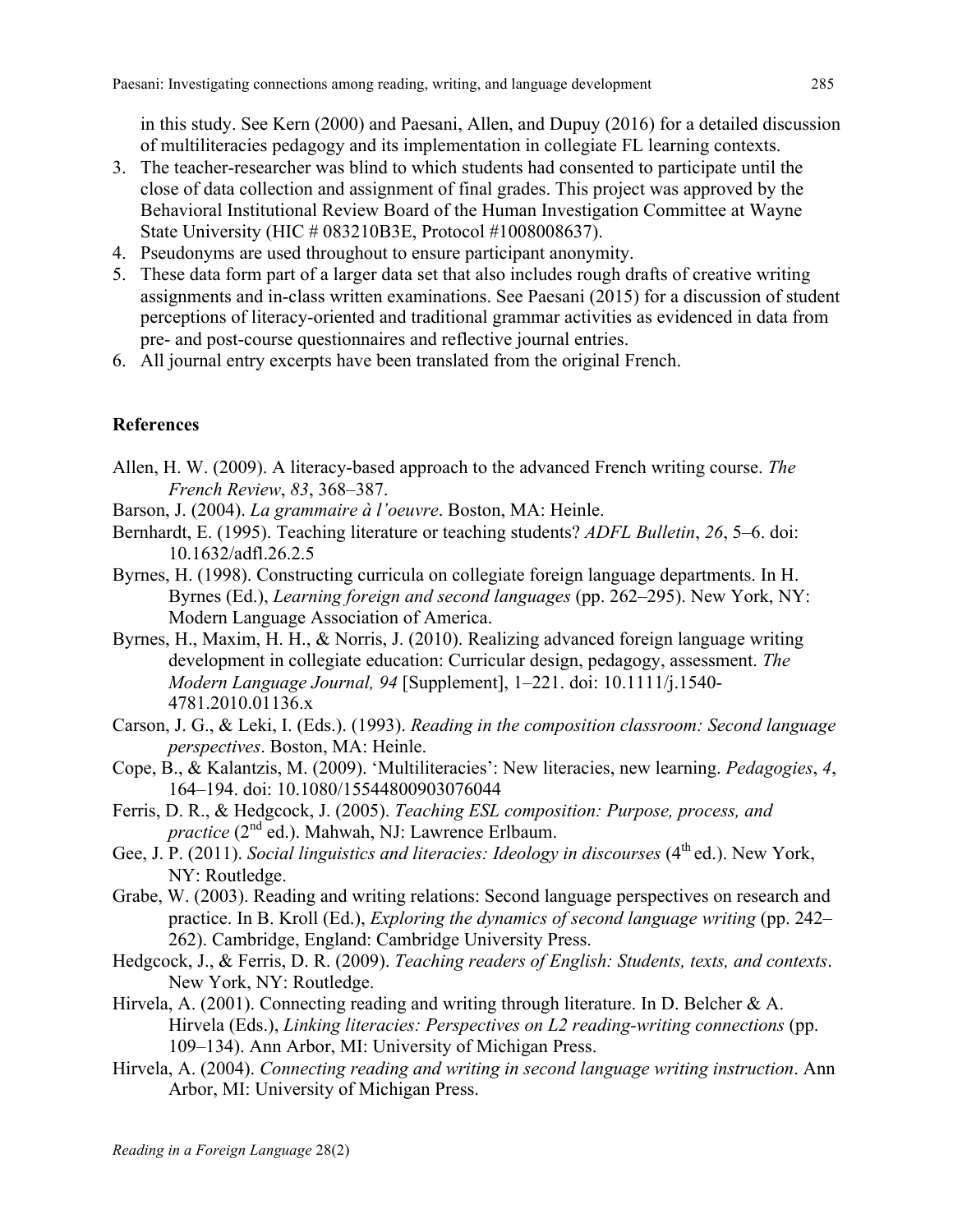in this study. See Kern (2000) and Paesani, Allen, and Dupuy (2016) for a detailed discussion of multiliteracies pedagogy and its implementation in collegiate FL learning contexts.

3. The teacher-researcher was blind to which students had consented to participate until the close of data collection and assignment of final grades. This project was approved by the Behavioral Institutional Review Board of the Human Investigation Committee at Wayne State University (HIC # 083210B3E, Protocol #1008008637).
4. Pseudonyms are used throughout to ensure participant anonymity.
5. These data form part of a larger data set that also includes rough drafts of creative writing assignments and in-class written examinations. See Paesani (2015) for a discussion of student perceptions of literacy-oriented and traditional grammar activities as evidenced in data from pre- and post-course questionnaires and reflective journal entries.
6. All journal entry excerpts have been translated from the original French.

### References

Allen, H. W. (2009). A literacy-based approach to the advanced French writing course. *The French Review*, *83*, 368–387.

Barson, J. (2004). *La grammaire à l'oeuvre*. Boston, MA: Heinle.

Bernhardt, E. (1995). Teaching literature or teaching students? *ADFL Bulletin*, *26*, 5–6. doi: 10.1632/adfl.26.2.5

Byrnes, H. (1998). Constructing curricula on collegiate foreign language departments. In H. Byrnes (Ed.), *Learning foreign and second languages* (pp. 262–295). New York, NY: Modern Language Association of America.

Byrnes, H., Maxim, H. H., & Norris, J. (2010). Realizing advanced foreign language writing development in collegiate education: Curricular design, pedagogy, assessment. *The Modern Language Journal, 94* [Supplement], 1–221. doi: 10.1111/j.1540-4781.2010.01136.x

Carson, J. G., & Leki, I. (Eds.). (1993). *Reading in the composition classroom: Second language perspectives*. Boston, MA: Heinle.

Cope, B., & Kalantzis, M. (2009). 'Multiliteracies': New literacies, new learning. *Pedagogies*, *4*, 164–194. doi: 10.1080/15544800903076044

Ferris, D. R., & Hedgcock, J. (2005). *Teaching ESL composition: Purpose, process, and practice* (2nd ed.). Mahwah, NJ: Lawrence Erlbaum.

Gee, J. P. (2011). *Social linguistics and literacies: Ideology in discourses* (4th ed.). New York, NY: Routledge.

Grabe, W. (2003). Reading and writing relations: Second language perspectives on research and practice. In B. Kroll (Ed.), *Exploring the dynamics of second language writing* (pp. 242–262). Cambridge, England: Cambridge University Press.

Hedgcock, J., & Ferris, D. R. (2009). *Teaching readers of English: Students, texts, and contexts*. New York, NY: Routledge.

Hirvela, A. (2001). Connecting reading and writing through literature. In D. Belcher & A. Hirvela (Eds.), *Linking literacies: Perspectives on L2 reading-writing connections* (pp. 109–134). Ann Arbor, MI: University of Michigan Press.

Hirvela, A. (2004). *Connecting reading and writing in second language writing instruction*. Ann Arbor, MI: University of Michigan Press.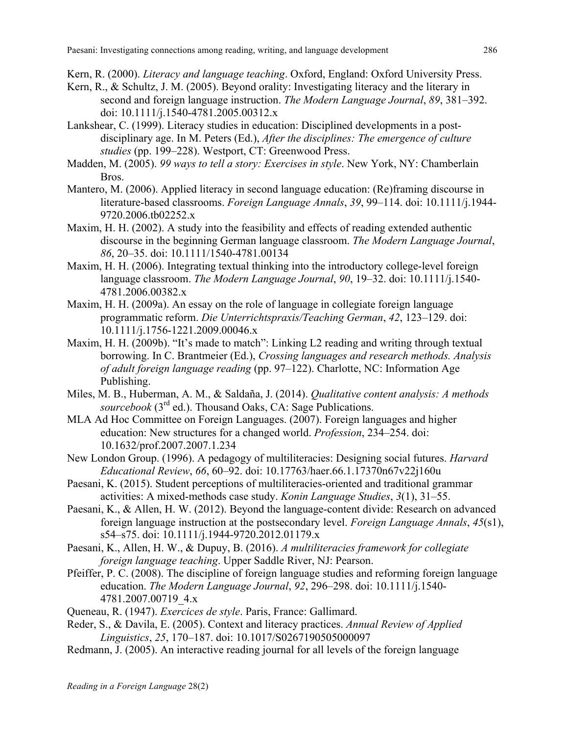Kern, R. (2000). *Literacy and language teaching*. Oxford, England: Oxford University Press.

Kern, R., & Schultz, J. M. (2005). Beyond orality: Investigating literacy and the literary in second and foreign language instruction. *The Modern Language Journal*, *89*, 381–392. doi: 10.1111/j.1540-4781.2005.00312.x

Lankshear, C. (1999). Literacy studies in education: Disciplined developments in a post-disciplinary age. In M. Peters (Ed.), *After the disciplines: The emergence of culture studies* (pp. 199–228). Westport, CT: Greenwood Press.

Madden, M. (2005). *99 ways to tell a story: Exercises in style*. New York, NY: Chamberlain Bros.

Mantero, M. (2006). Applied literacy in second language education: (Re)framing discourse in literature-based classrooms. *Foreign Language Annals*, *39*, 99–114. doi: 10.1111/j.1944-9720.2006.tb02252.x

Maxim, H. H. (2002). A study into the feasibility and effects of reading extended authentic discourse in the beginning German language classroom. *The Modern Language Journal*, *86*, 20–35. doi: 10.1111/1540-4781.00134

Maxim, H. H. (2006). Integrating textual thinking into the introductory college-level foreign language classroom. *The Modern Language Journal*, *90*, 19–32. doi: 10.1111/j.1540-4781.2006.00382.x

Maxim, H. H. (2009a). An essay on the role of language in collegiate foreign language programmatic reform. *Die Unterrichtspraxis/Teaching German*, *42*, 123–129. doi: 10.1111/j.1756-1221.2009.00046.x

Maxim, H. H. (2009b). "It's made to match": Linking L2 reading and writing through textual borrowing. In C. Brantmeier (Ed.), *Crossing languages and research methods. Analysis of adult foreign language reading* (pp. 97–122). Charlotte, NC: Information Age Publishing.

Miles, M. B., Huberman, A. M., & Saldaña, J. (2014). *Qualitative content analysis: A methods sourcebook* (3rd ed.). Thousand Oaks, CA: Sage Publications.

MLA Ad Hoc Committee on Foreign Languages. (2007). Foreign languages and higher education: New structures for a changed world. *Profession*, 234–254. doi: 10.1632/prof.2007.2007.1.234

New London Group. (1996). A pedagogy of multiliteracies: Designing social futures. *Harvard Educational Review*, *66*, 60–92. doi: 10.17763/haer.66.1.17370n67v22j160u

Paesani, K. (2015). Student perceptions of multiliteracies-oriented and traditional grammar activities: A mixed-methods case study. *Konin Language Studies*, *3*(1), 31–55.

Paesani, K., & Allen, H. W. (2012). Beyond the language-content divide: Research on advanced foreign language instruction at the postsecondary level. *Foreign Language Annals*, *45*(s1), s54–s75. doi: 10.1111/j.1944-9720.2012.01179.x

Paesani, K., Allen, H. W., & Dupuy, B. (2016). *A multiliteracies framework for collegiate foreign language teaching*. Upper Saddle River, NJ: Pearson.

Pfeiffer, P. C. (2008). The discipline of foreign language studies and reforming foreign language education. *The Modern Language Journal*, *92*, 296–298. doi: 10.1111/j.1540-4781.2007.00719_4.x

Queneau, R. (1947). *Exercices de style*. Paris, France: Gallimard.

Reder, S., & Davila, E. (2005). Context and literacy practices. *Annual Review of Applied Linguistics*, *25*, 170–187. doi: 10.1017/S0267190505000097

Redmann, J. (2005). An interactive reading journal for all levels of the foreign language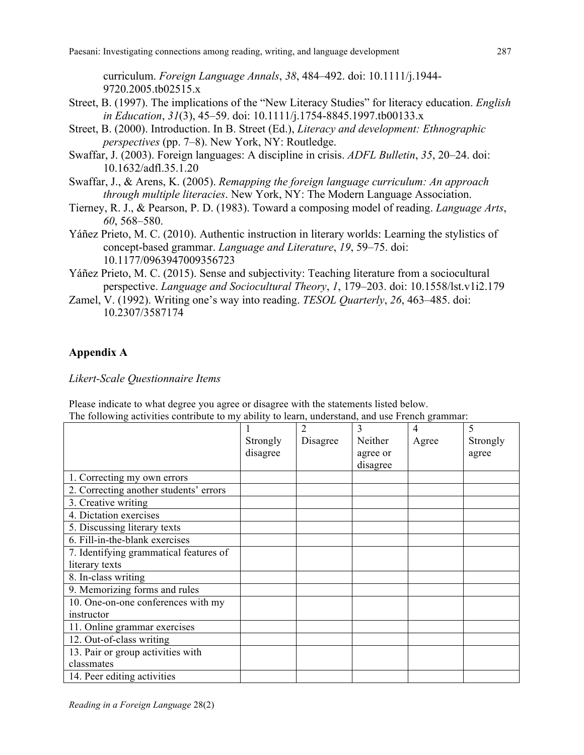curriculum. *Foreign Language Annals*, *38*, 484–492. doi: 10.1111/j.1944-9720.2005.tb02515.x

Street, B. (1997). The implications of the "New Literacy Studies" for literacy education. *English in Education*, *31*(3), 45–59. doi: 10.1111/j.1754-8845.1997.tb00133.x

Street, B. (2000). Introduction. In B. Street (Ed.), *Literacy and development: Ethnographic perspectives* (pp. 7–8). New York, NY: Routledge.

Swaffar, J. (2003). Foreign languages: A discipline in crisis. *ADFL Bulletin*, *35*, 20–24. doi: 10.1632/adfl.35.1.20

Swaffar, J., & Arens, K. (2005). *Remapping the foreign language curriculum: An approach through multiple literacies*. New York, NY: The Modern Language Association.

Tierney, R. J., & Pearson, P. D. (1983). Toward a composing model of reading. *Language Arts*, *60*, 568–580.

Yáñez Prieto, M. C. (2010). Authentic instruction in literary worlds: Learning the stylistics of concept-based grammar. *Language and Literature*, *19*, 59–75. doi: 10.1177/0963947009356723

Yáñez Prieto, M. C. (2015). Sense and subjectivity: Teaching literature from a sociocultural perspective. *Language and Sociocultural Theory*, *1*, 179–203. doi: 10.1558/lst.v1i2.179

Zamel, V. (1992). Writing one's way into reading. *TESOL Quarterly*, *26*, 463–485. doi: 10.2307/3587174

## Appendix A

*Likert-Scale Questionnaire Items*

Please indicate to what degree you agree or disagree with the statements listed below.
The following activities contribute to my ability to learn, understand, and use French grammar:

| | 1 Strongly disagree | 2 Disagree | 3 Neither agree or disagree | 4 Agree | 5 Strongly agree |
|---|---|---|---|---|---|
| 1. Correcting my own errors | | | | | |
| 2. Correcting another students' errors | | | | | |
| 3. Creative writing | | | | | |
| 4. Dictation exercises | | | | | |
| 5. Discussing literary texts | | | | | |
| 6. Fill-in-the-blank exercises | | | | | |
| 7. Identifying grammatical features of literary texts | | | | | |
| 8. In-class writing | | | | | |
| 9. Memorizing forms and rules | | | | | |
| 10. One-on-one conferences with my instructor | | | | | |
| 11. Online grammar exercises | | | | | |
| 12. Out-of-class writing | | | | | |
| 13. Pair or group activities with classmates | | | | | |
| 14. Peer editing activities | | | | | |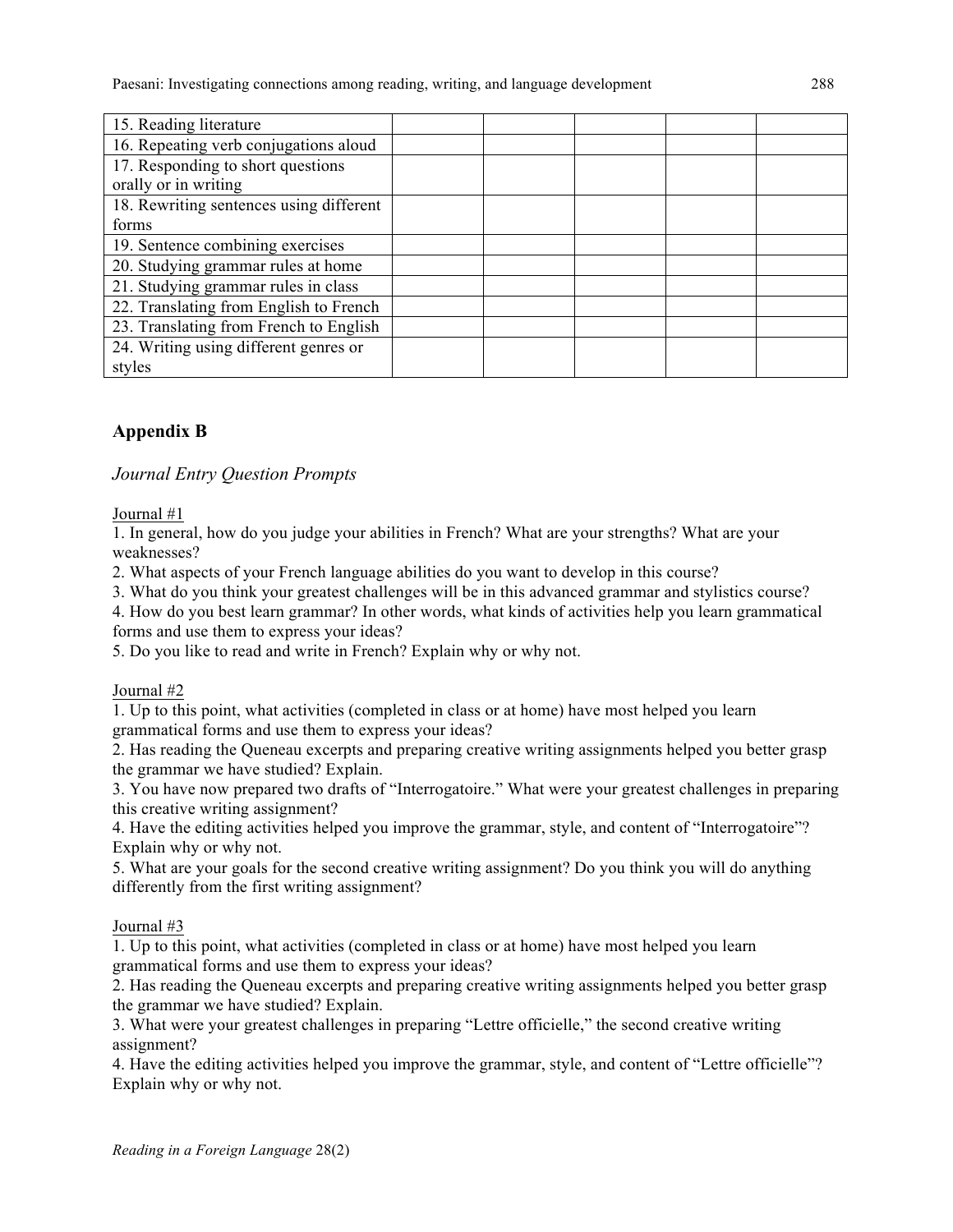| | | | | | |
|---|---|---|---|---|---|
| 15. Reading literature | | | | | |
| 16. Repeating verb conjugations aloud | | | | | |
| 17. Responding to short questions orally or in writing | | | | | |
| 18. Rewriting sentences using different forms | | | | | |
| 19. Sentence combining exercises | | | | | |
| 20. Studying grammar rules at home | | | | | |
| 21. Studying grammar rules in class | | | | | |
| 22. Translating from English to French | | | | | |
| 23. Translating from French to English | | | | | |
| 24. Writing using different genres or styles | | | | | |

## Appendix B

*Journal Entry Question Prompts*

Journal #1

1. In general, how do you judge your abilities in French? What are your strengths? What are your weaknesses?
2. What aspects of your French language abilities do you want to develop in this course?
3. What do you think your greatest challenges will be in this advanced grammar and stylistics course?
4. How do you best learn grammar? In other words, what kinds of activities help you learn grammatical forms and use them to express your ideas?
5. Do you like to read and write in French? Explain why or why not.

Journal #2

1. Up to this point, what activities (completed in class or at home) have most helped you learn grammatical forms and use them to express your ideas?
2. Has reading the Queneau excerpts and preparing creative writing assignments helped you better grasp the grammar we have studied? Explain.
3. You have now prepared two drafts of "Interrogatoire." What were your greatest challenges in preparing this creative writing assignment?
4. Have the editing activities helped you improve the grammar, style, and content of "Interrogatoire"? Explain why or why not.
5. What are your goals for the second creative writing assignment? Do you think you will do anything differently from the first writing assignment?

Journal #3

1. Up to this point, what activities (completed in class or at home) have most helped you learn grammatical forms and use them to express your ideas?
2. Has reading the Queneau excerpts and preparing creative writing assignments helped you better grasp the grammar we have studied? Explain.
3. What were your greatest challenges in preparing "Lettre officielle," the second creative writing assignment?
4. Have the editing activities helped you improve the grammar, style, and content of "Lettre officielle"? Explain why or why not.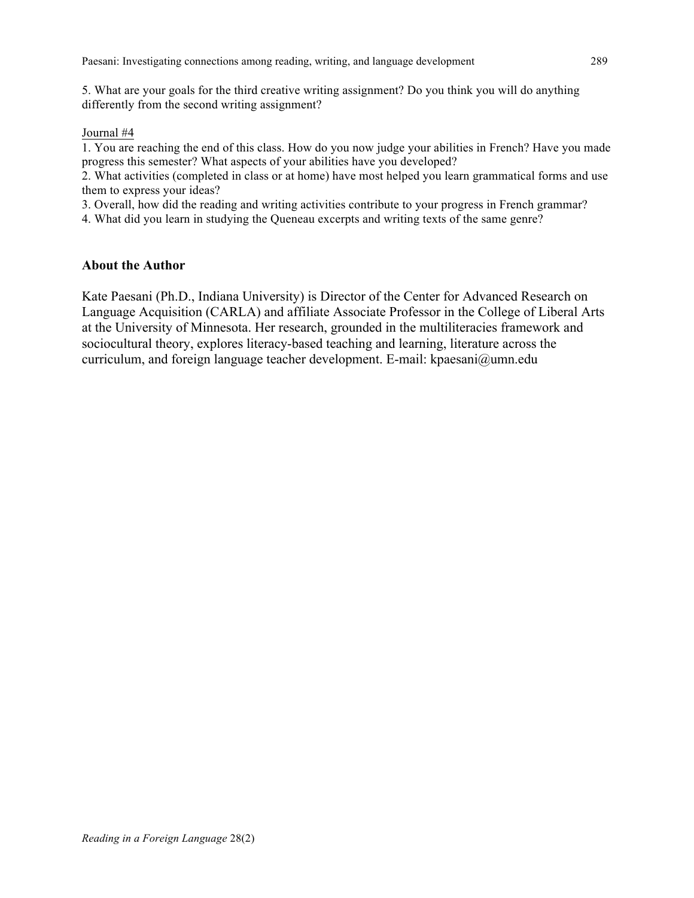5. What are your goals for the third creative writing assignment? Do you think you will do anything differently from the second writing assignment?

Journal #4

1. You are reaching the end of this class. How do you now judge your abilities in French? Have you made progress this semester? What aspects of your abilities have you developed?
2. What activities (completed in class or at home) have most helped you learn grammatical forms and use them to express your ideas?
3. Overall, how did the reading and writing activities contribute to your progress in French grammar?
4. What did you learn in studying the Queneau excerpts and writing texts of the same genre?

## About the Author

Kate Paesani (Ph.D., Indiana University) is Director of the Center for Advanced Research on Language Acquisition (CARLA) and affiliate Associate Professor in the College of Liberal Arts at the University of Minnesota. Her research, grounded in the multiliteracies framework and sociocultural theory, explores literacy-based teaching and learning, literature across the curriculum, and foreign language teacher development. E-mail: kpaesani@umn.edu